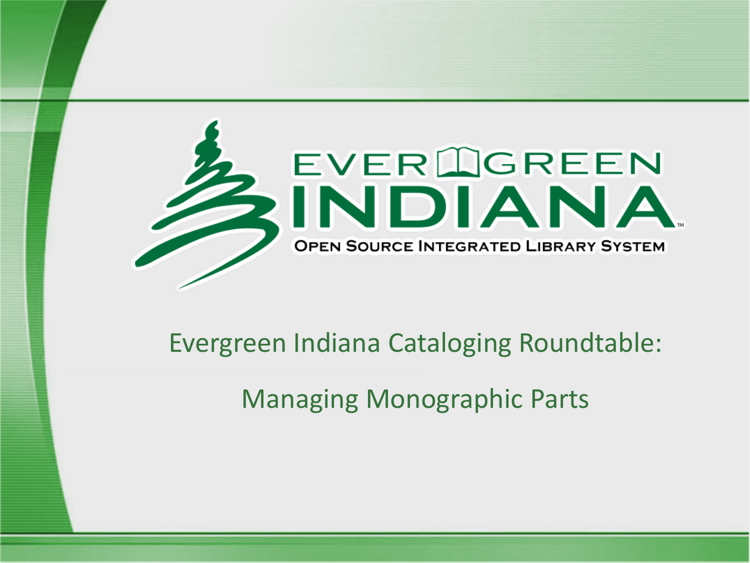EVERGREEN INDIANA

OPEN SOURCE INTEGRATED LIBRARY SYSTEM

# Evergreen Indiana Cataloging Roundtable:

# Managing Monographic Parts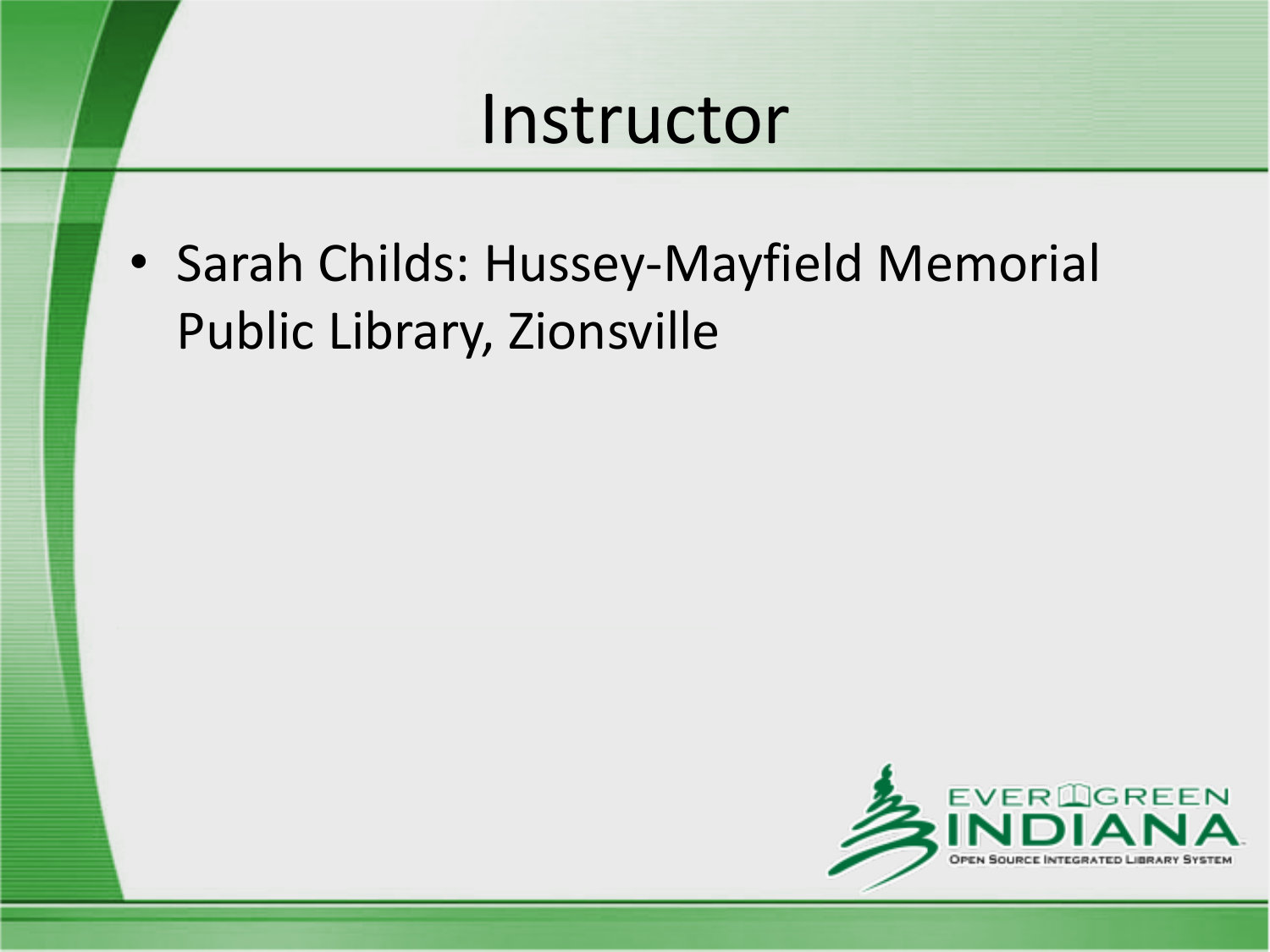# Instructor

- Sarah Childs: Hussey-Mayfield Memorial Public Library, Zionsville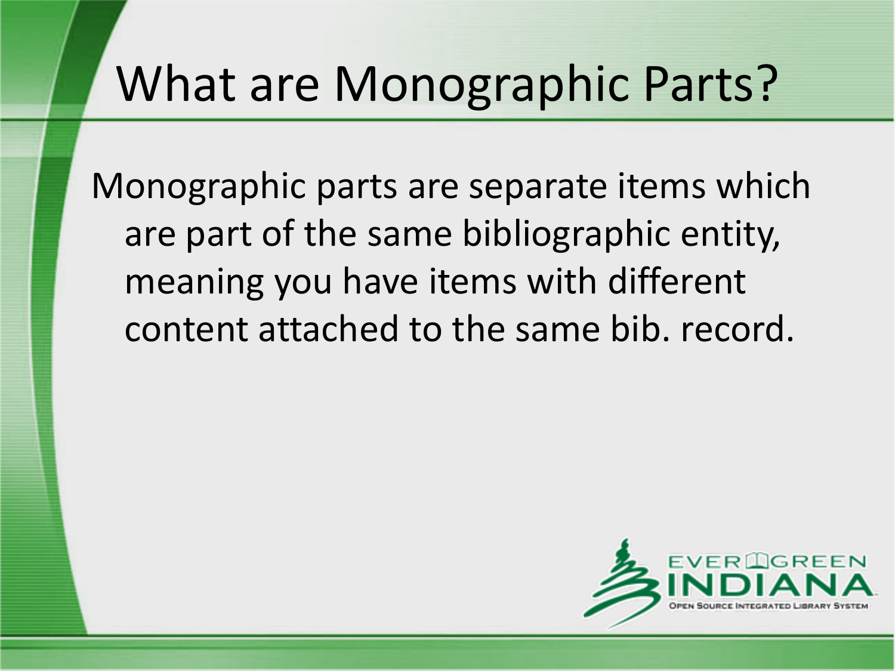# What are Monographic Parts?

Monographic parts are separate items which are part of the same bibliographic entity, meaning you have items with different content attached to the same bib. record.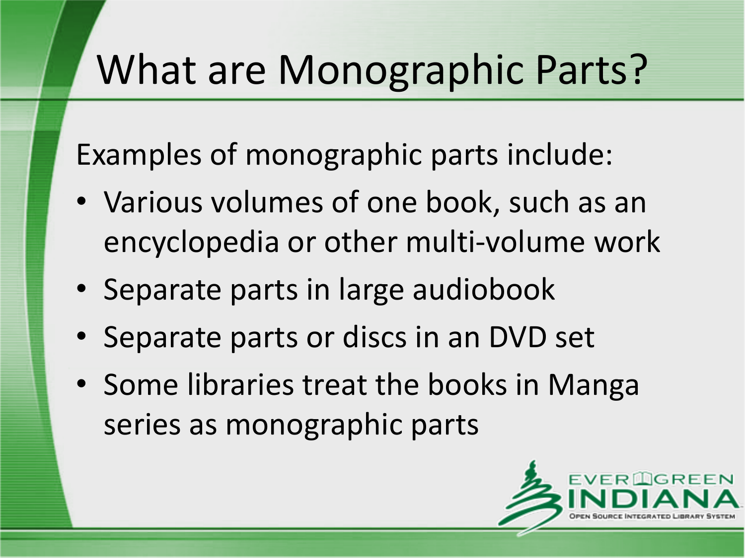# What are Monographic Parts?

Examples of monographic parts include:

- Various volumes of one book, such as an encyclopedia or other multi-volume work
- Separate parts in large audiobook
- Separate parts or discs in an DVD set
- Some libraries treat the books in Manga series as monographic parts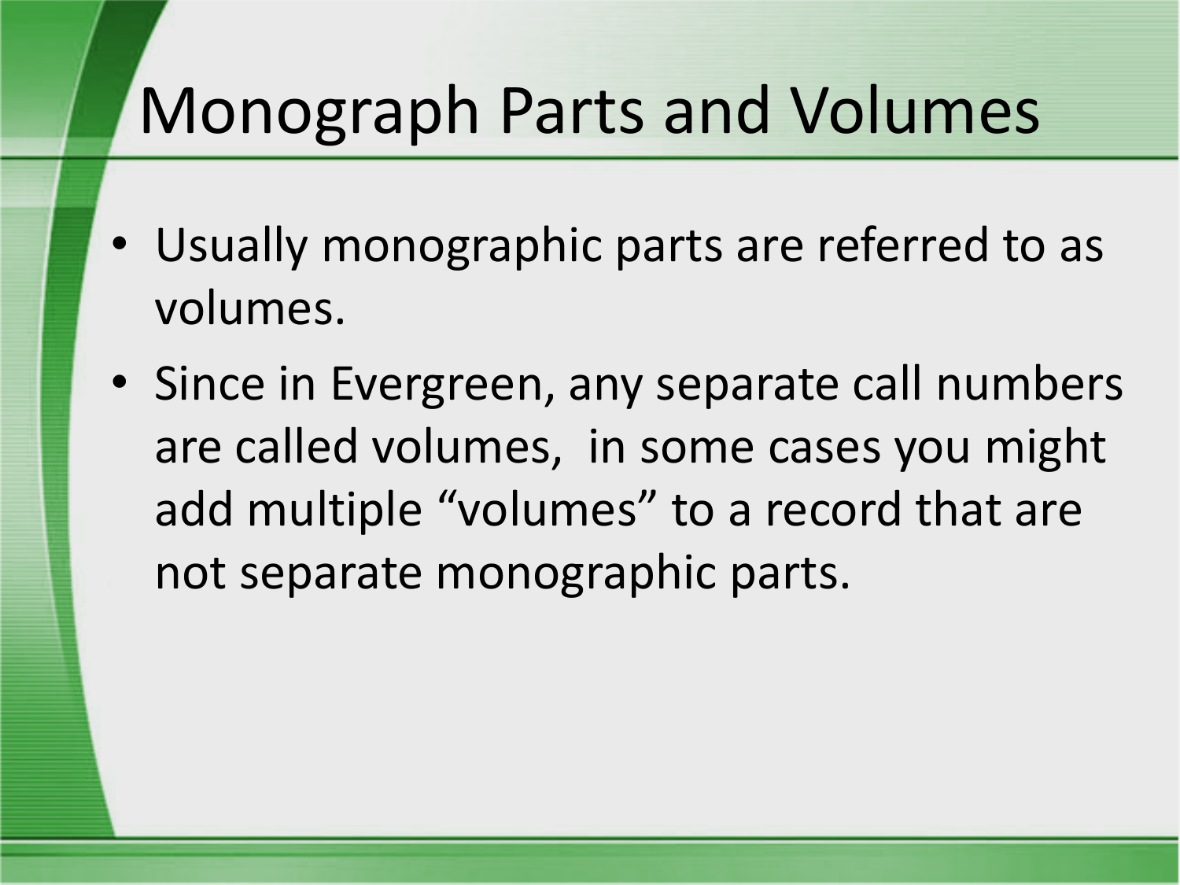# Monograph Parts and Volumes

- Usually monographic parts are referred to as volumes.
- Since in Evergreen, any separate call numbers are called volumes,  in some cases you might add multiple “volumes” to a record that are not separate monographic parts.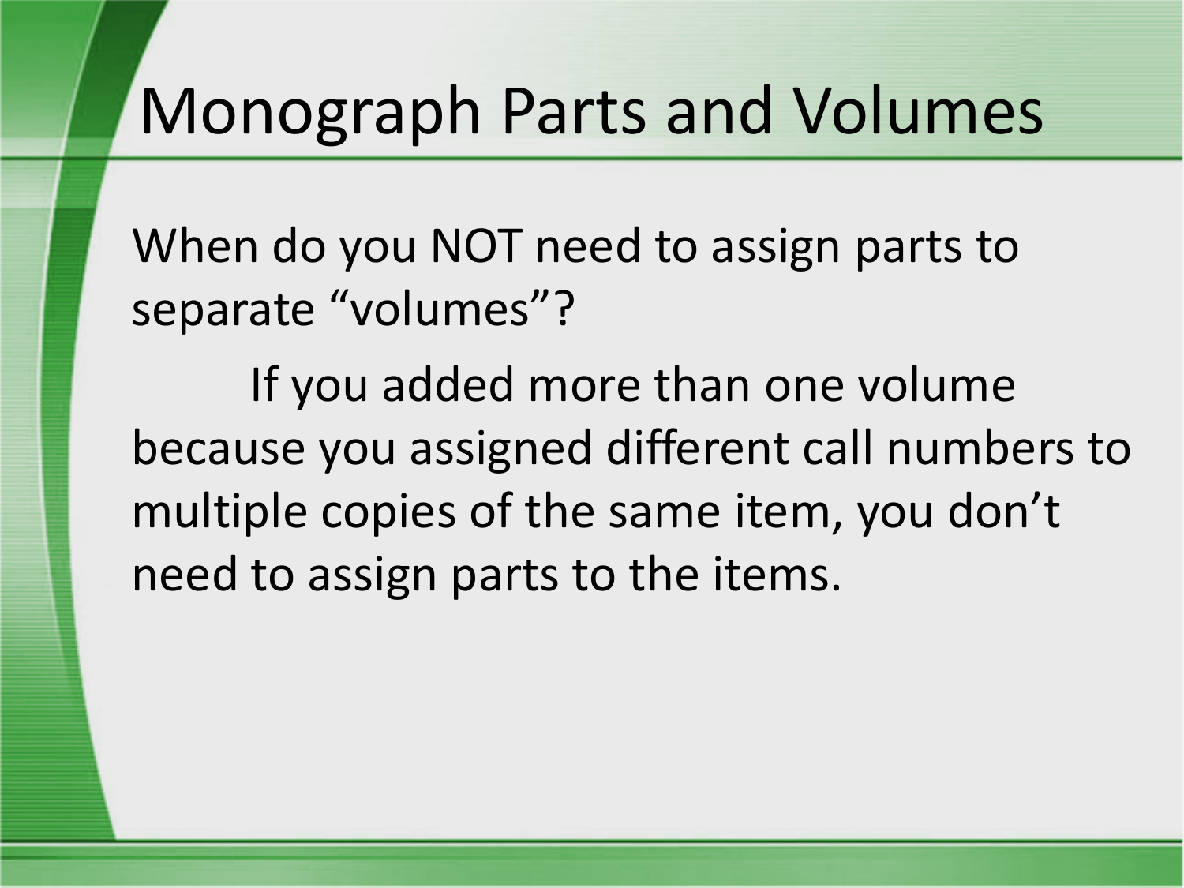# Monograph Parts and Volumes

When do you NOT need to assign parts to separate "volumes"?

If you added more than one volume because you assigned different call numbers to multiple copies of the same item, you don't need to assign parts to the items.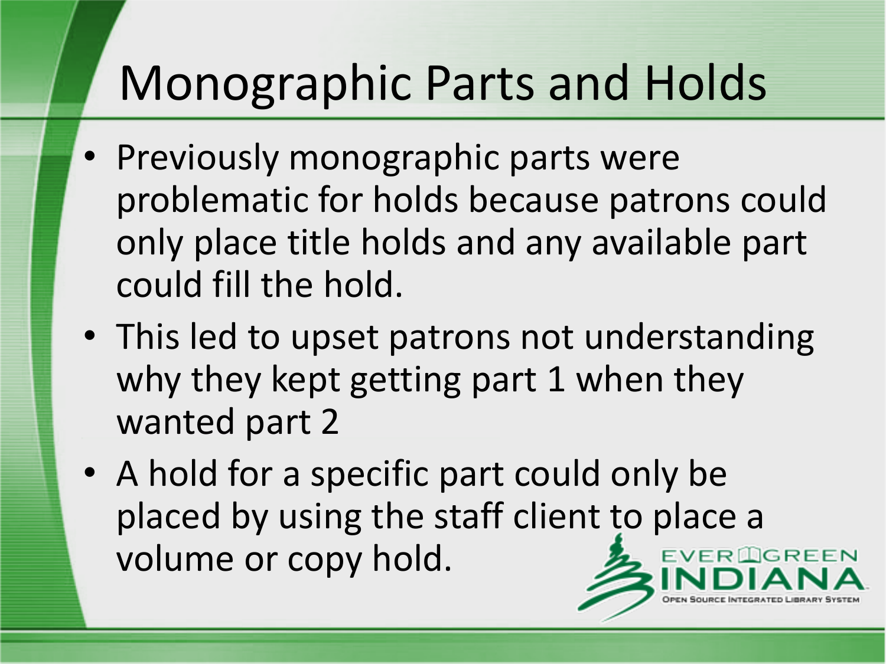# Monographic Parts and Holds

- Previously monographic parts were problematic for holds because patrons could only place title holds and any available part could fill the hold.
- This led to upset patrons not understanding why they kept getting part 1 when they wanted part 2
- A hold for a specific part could only be placed by using the staff client to place a volume or copy hold.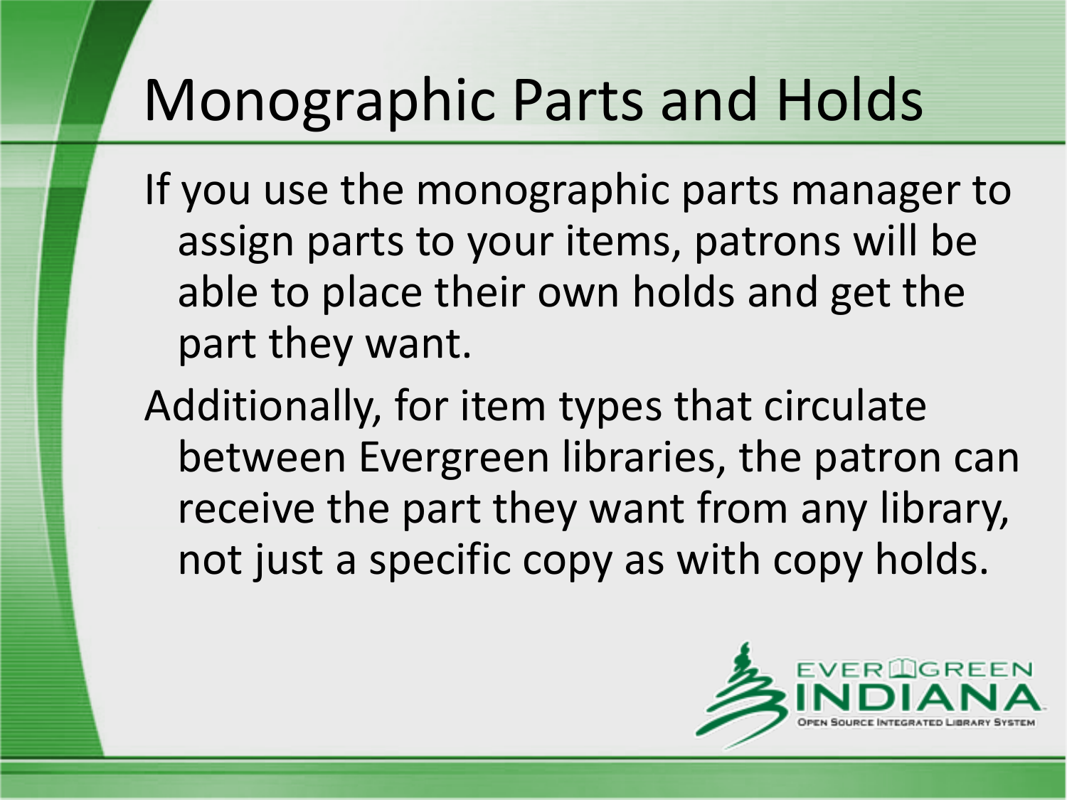# Monographic Parts and Holds

If you use the monographic parts manager to assign parts to your items, patrons will be able to place their own holds and get the part they want.

Additionally, for item types that circulate between Evergreen libraries, the patron can receive the part they want from any library, not just a specific copy as with copy holds.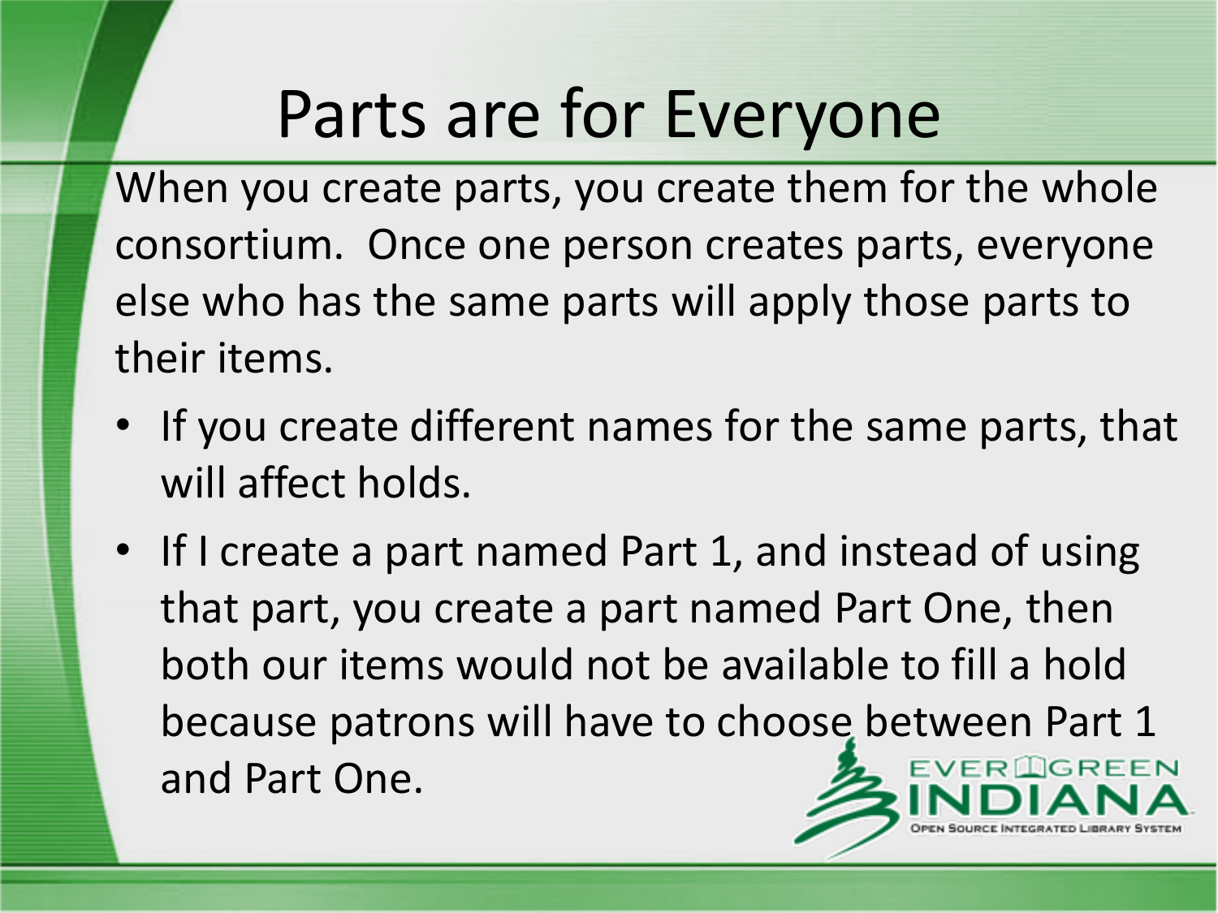# Parts are for Everyone

When you create parts, you create them for the whole consortium. Once one person creates parts, everyone else who has the same parts will apply those parts to their items.

- If you create different names for the same parts, that will affect holds.
- If I create a part named Part 1, and instead of using that part, you create a part named Part One, then both our items would not be available to fill a hold because patrons will have to choose between Part 1 and Part One.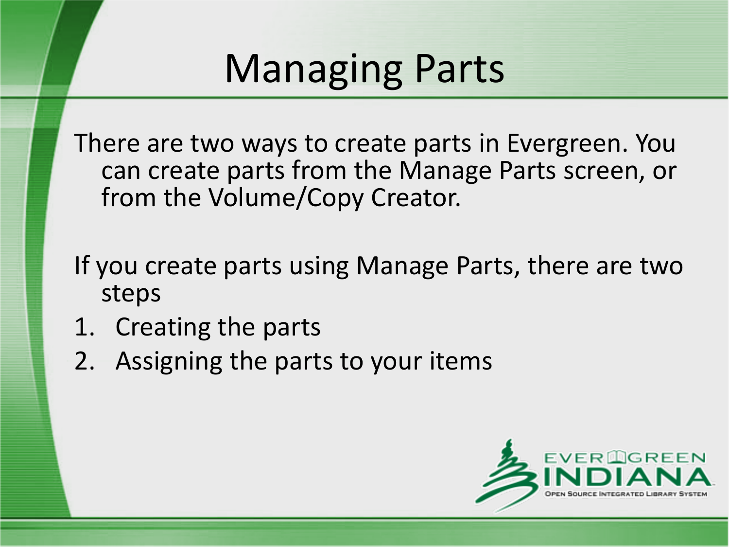# Managing Parts

There are two ways to create parts in Evergreen. You can create parts from the Manage Parts screen, or from the Volume/Copy Creator.

If you create parts using Manage Parts, there are two steps

1. Creating the parts
2. Assigning the parts to your items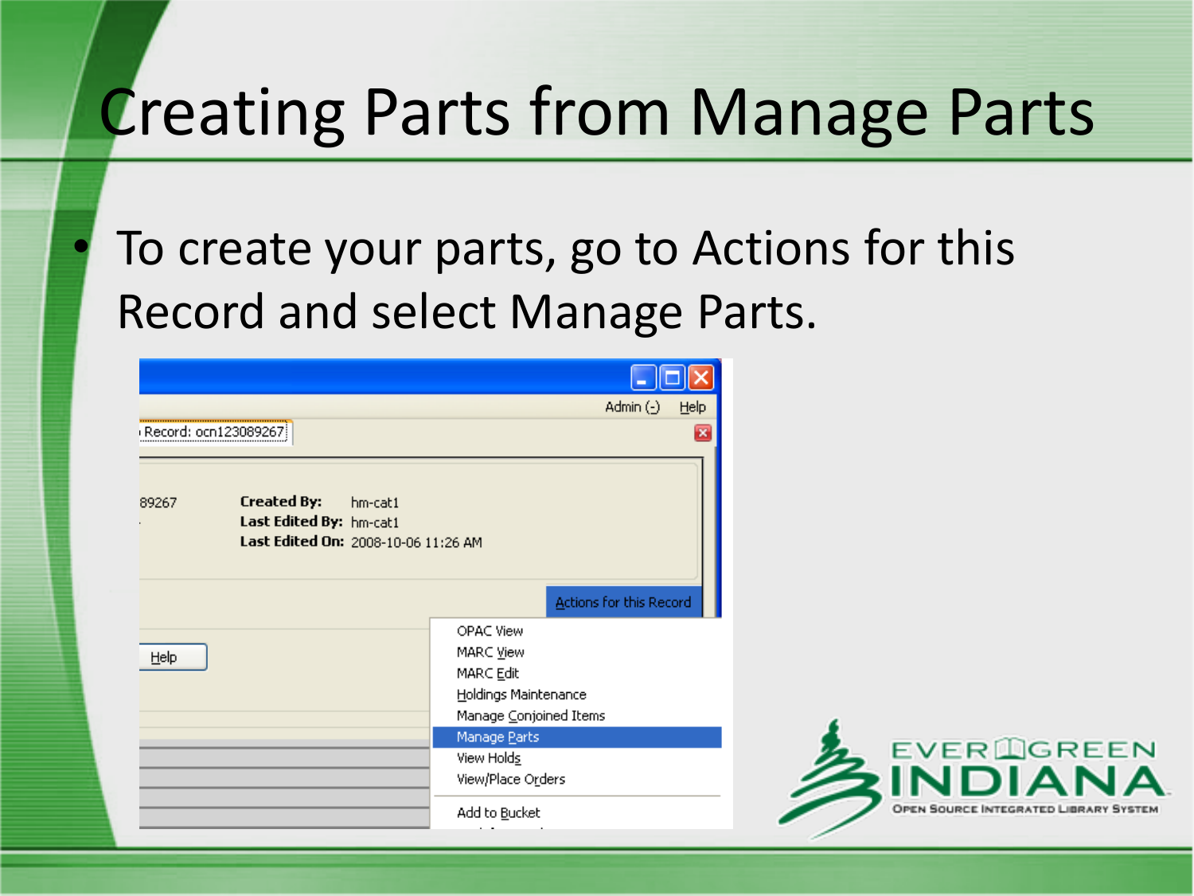# Creating Parts from Manage Parts

- To create your parts, go to Actions for this Record and select Manage Parts.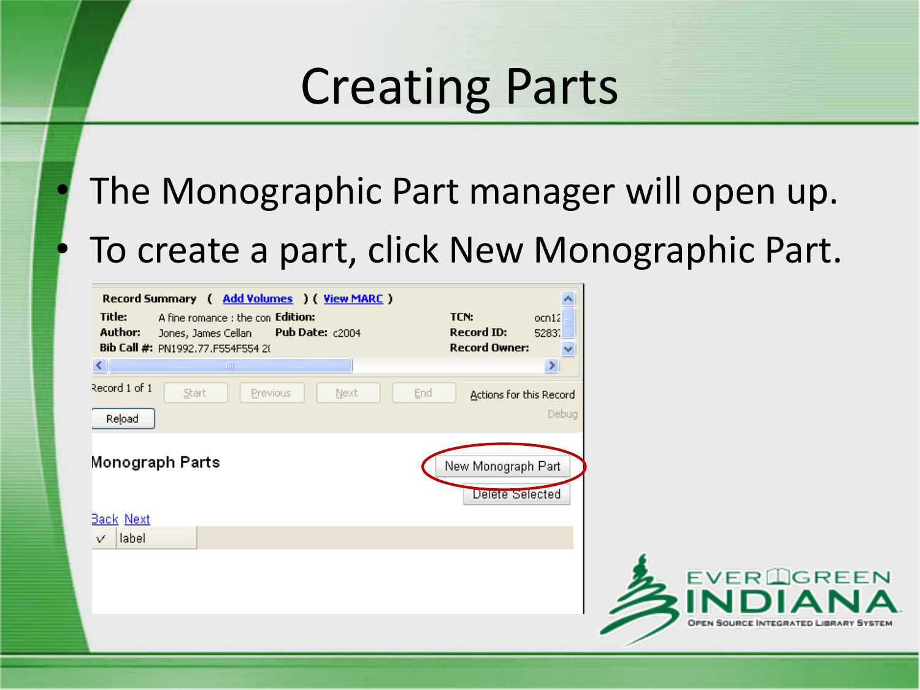# Creating Parts

- The Monographic Part manager will open up.
- To create a part, click New Monographic Part.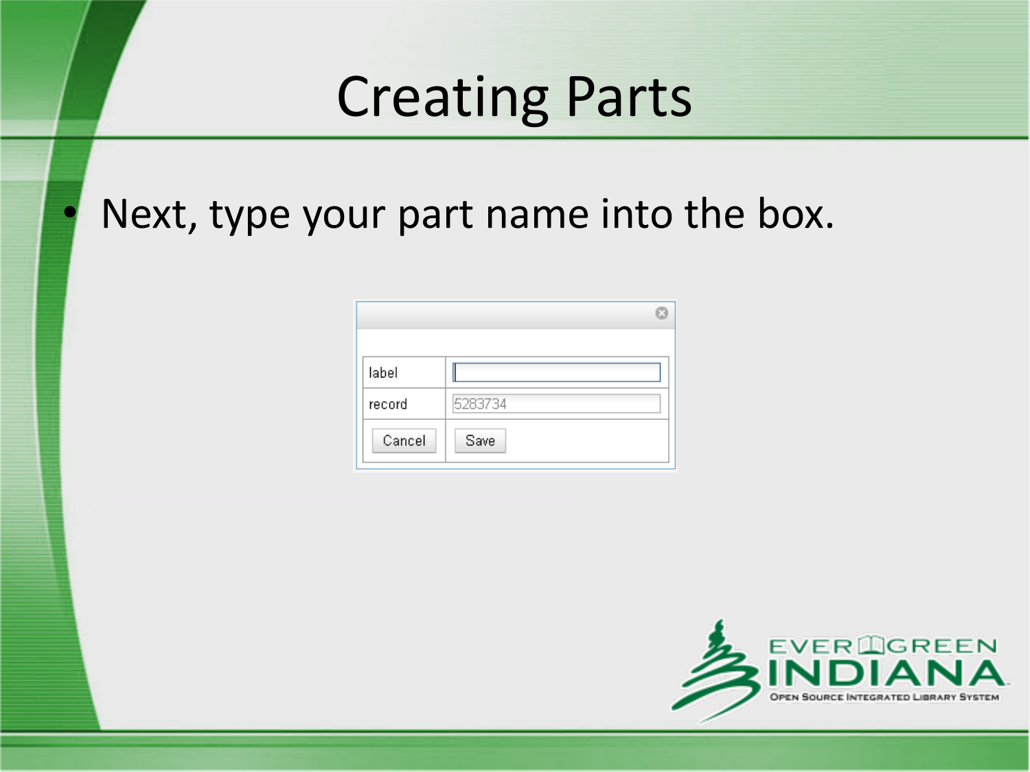# Creating Parts

- Next, type your part name into the box.

| label | |
| --- | --- |
| record | 5283734 |
| Cancel | Save |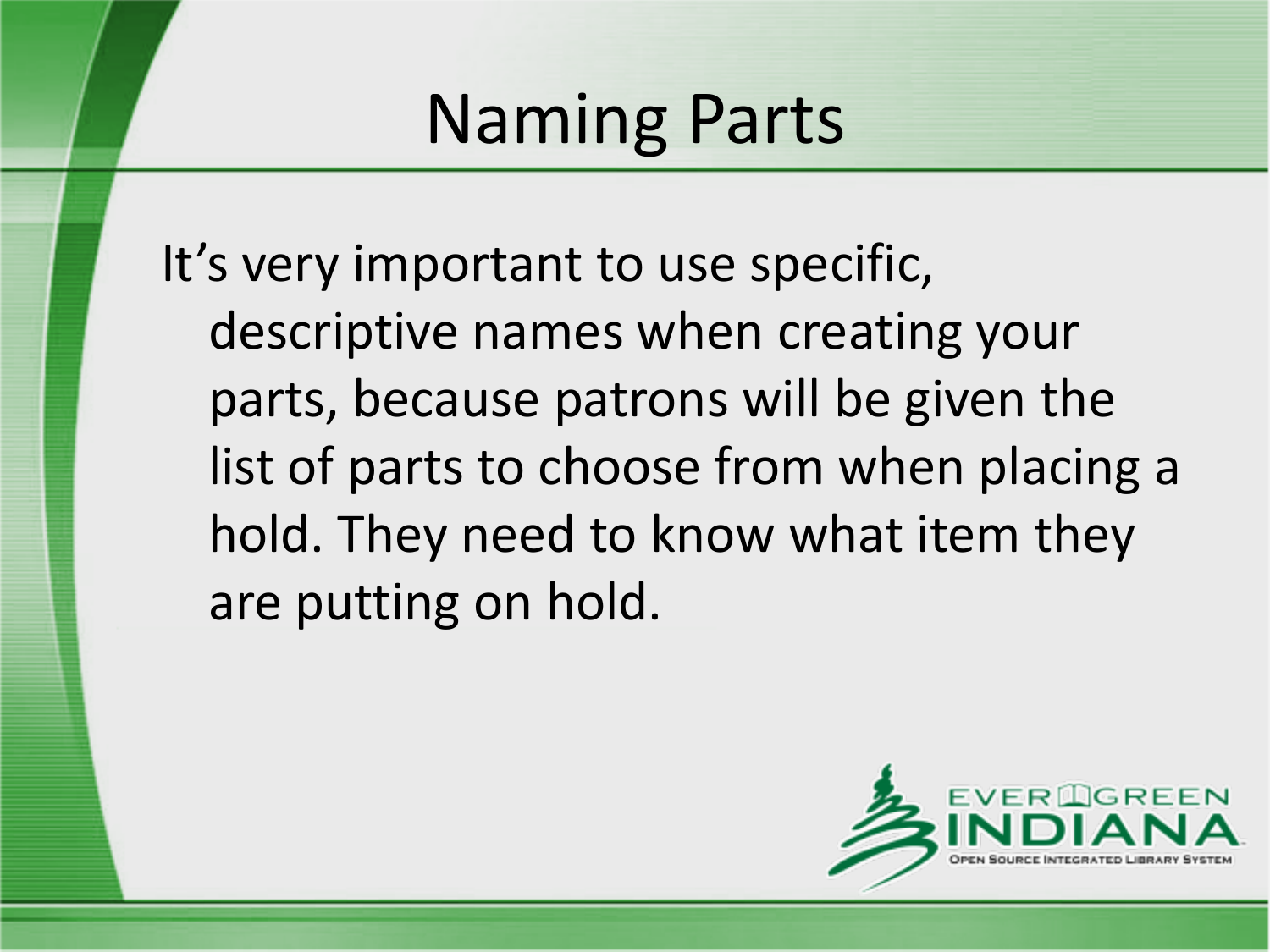# Naming Parts

It's very important to use specific, descriptive names when creating your parts, because patrons will be given the list of parts to choose from when placing a hold. They need to know what item they are putting on hold.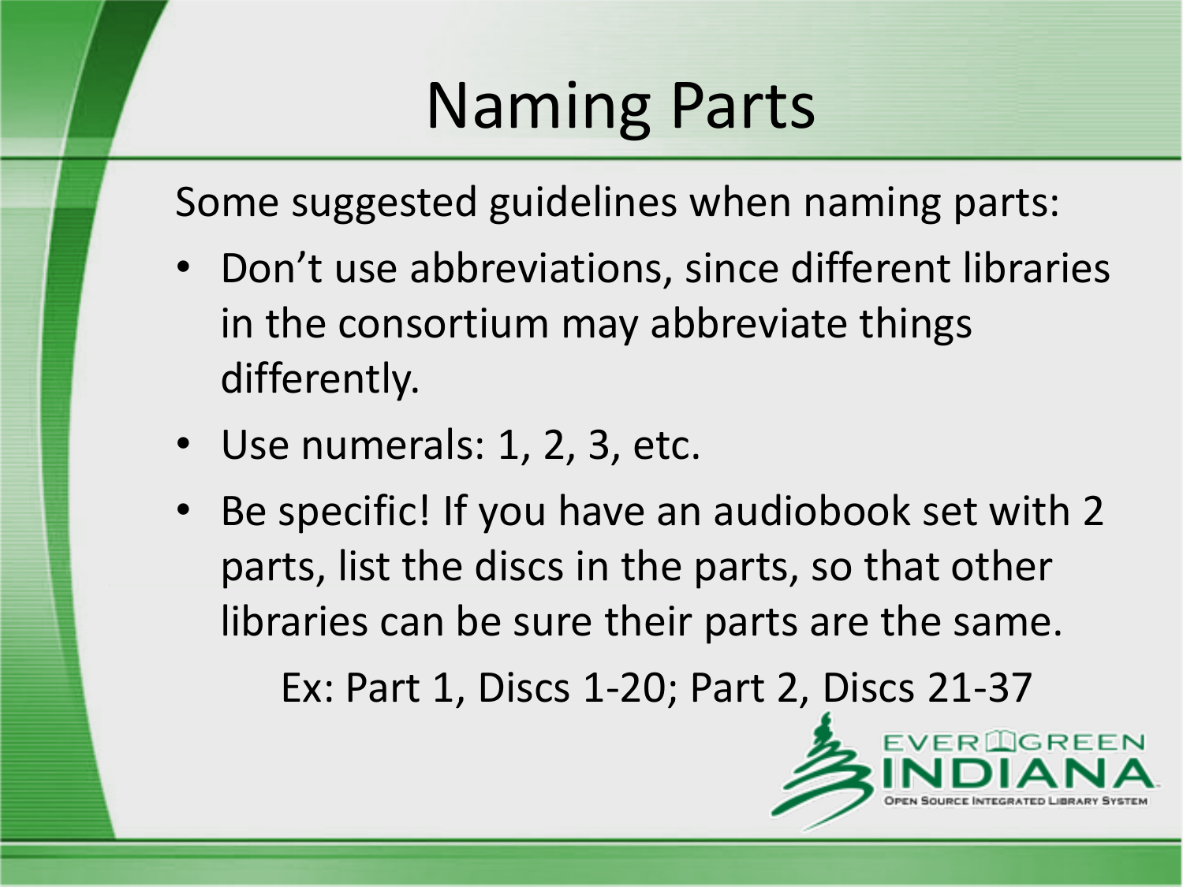# Naming Parts

Some suggested guidelines when naming parts:

- Don't use abbreviations, since different libraries in the consortium may abbreviate things differently.
- Use numerals: 1, 2, 3, etc.
- Be specific! If you have an audiobook set with 2 parts, list the discs in the parts, so that other libraries can be sure their parts are the same.

  Ex: Part 1, Discs 1-20; Part 2, Discs 21-37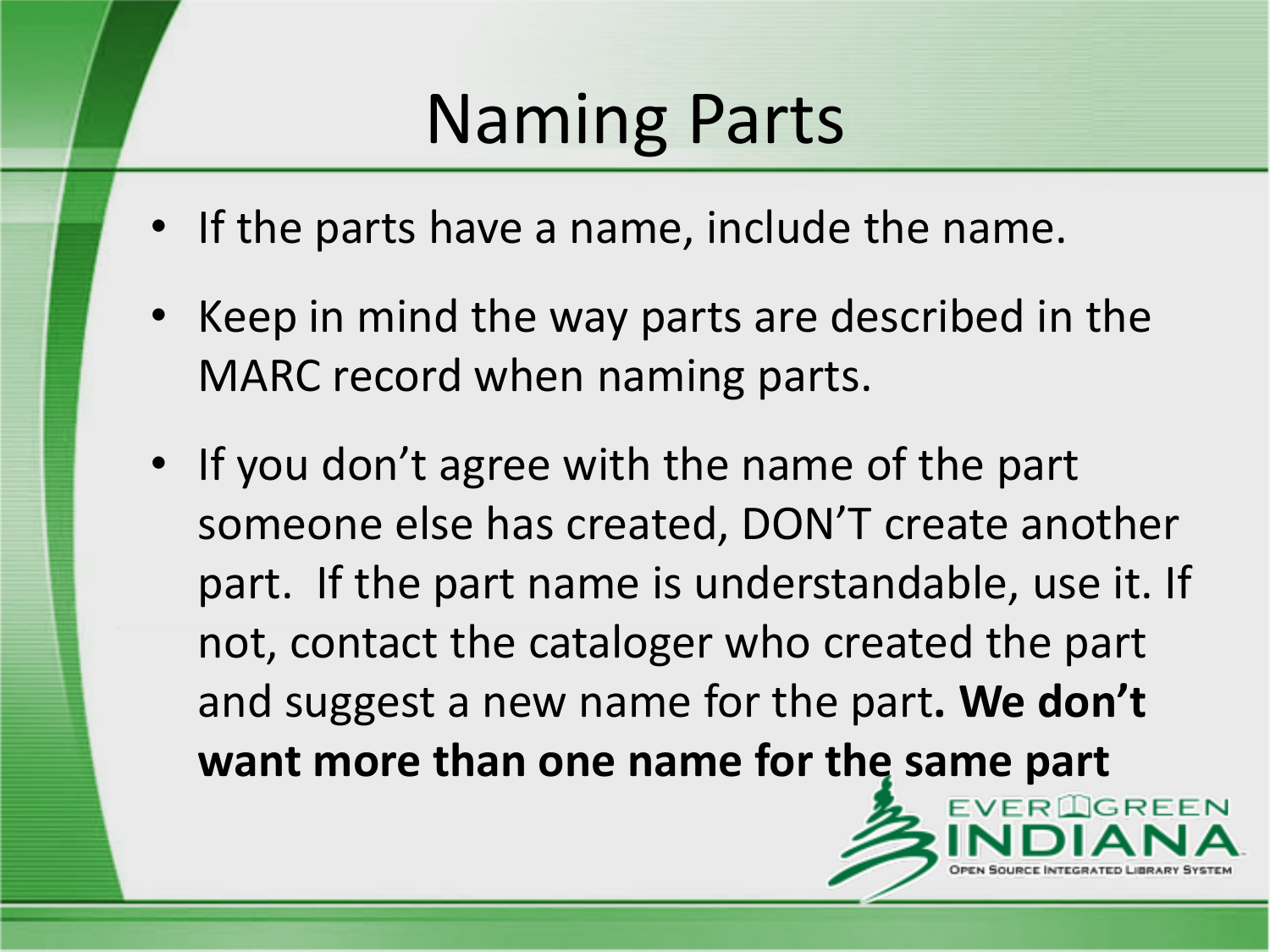# Naming Parts

- If the parts have a name, include the name.
- Keep in mind the way parts are described in the MARC record when naming parts.
- If you don't agree with the name of the part someone else has created, DON'T create another part. If the part name is understandable, use it. If not, contact the cataloger who created the part and suggest a new name for the part**. We don't want more than one name for the same part**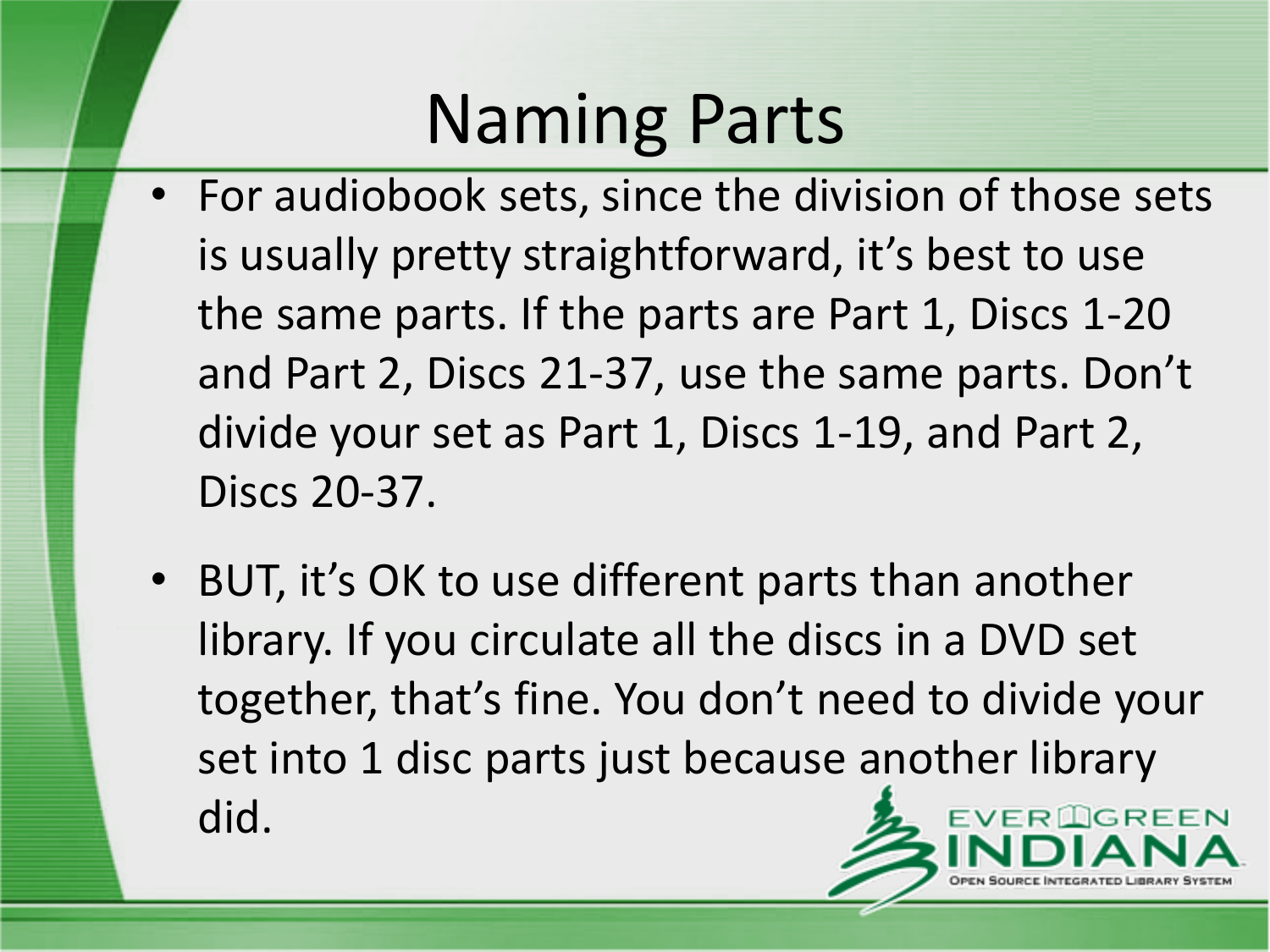# Naming Parts

- For audiobook sets, since the division of those sets is usually pretty straightforward, it's best to use the same parts. If the parts are Part 1, Discs 1-20 and Part 2, Discs 21-37, use the same parts. Don't divide your set as Part 1, Discs 1-19, and Part 2, Discs 20-37.
- BUT, it's OK to use different parts than another library. If you circulate all the discs in a DVD set together, that's fine. You don't need to divide your set into 1 disc parts just because another library did.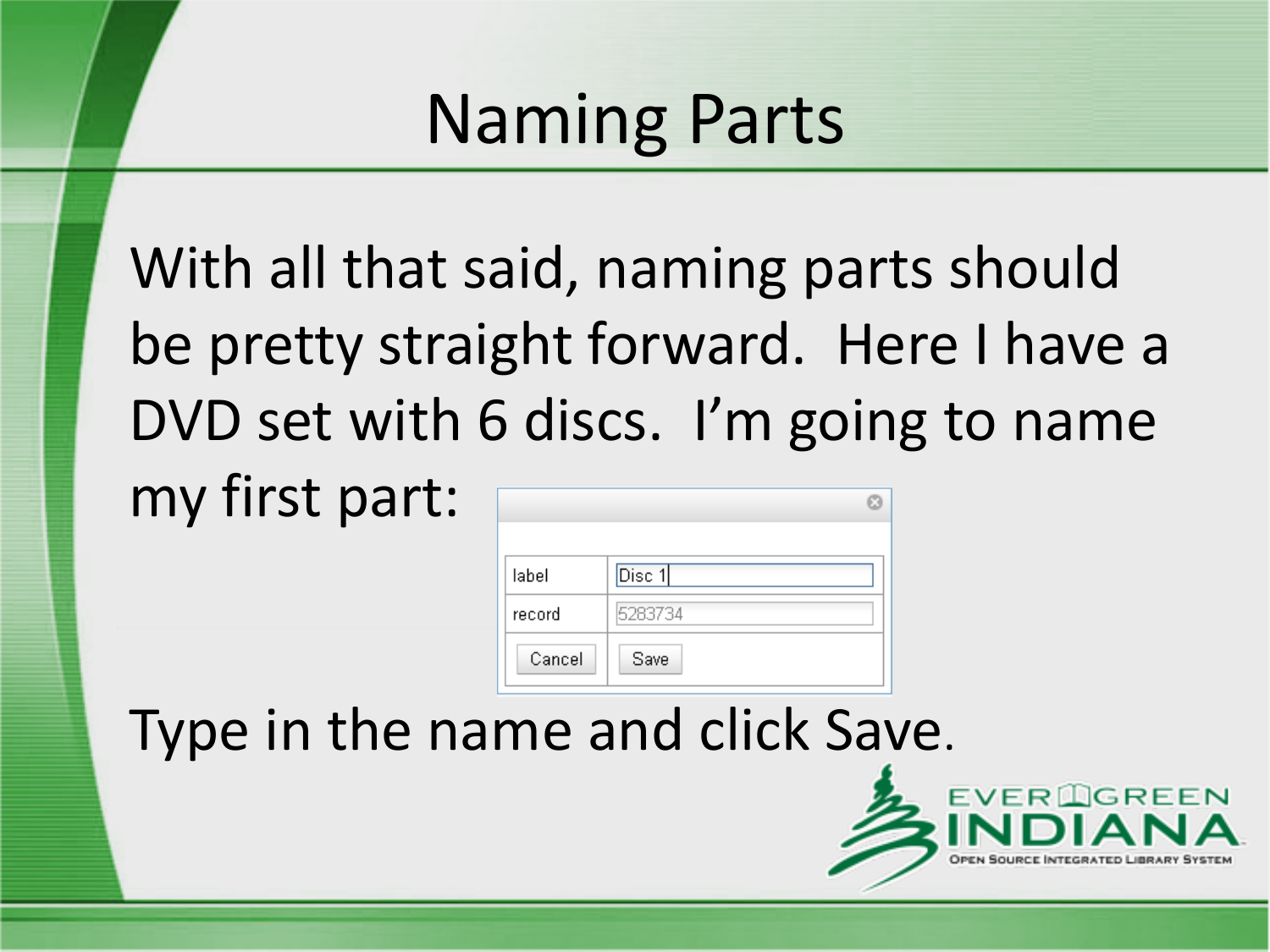# Naming Parts

With all that said, naming parts should be pretty straight forward. Here I have a DVD set with 6 discs. I'm going to name my first part:

| label | Disc 1 |
|---|---|
| record | 5283734 |
| Cancel | Save |

Type in the name and click Save.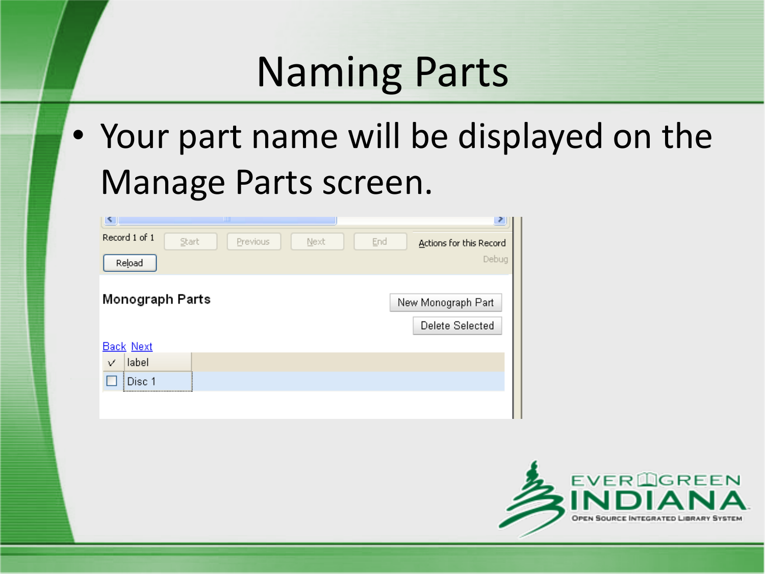# Naming Parts

- Your part name will be displayed on the Manage Parts screen.

Record 1 of 1 | Start | Previous | Next | End | Actions for this Record

Reload | Debug

**Monograph Parts**

New Monograph Part

Delete Selected

Back Next

| ✓ | label |
|---|---|
| ☐ | Disc 1 |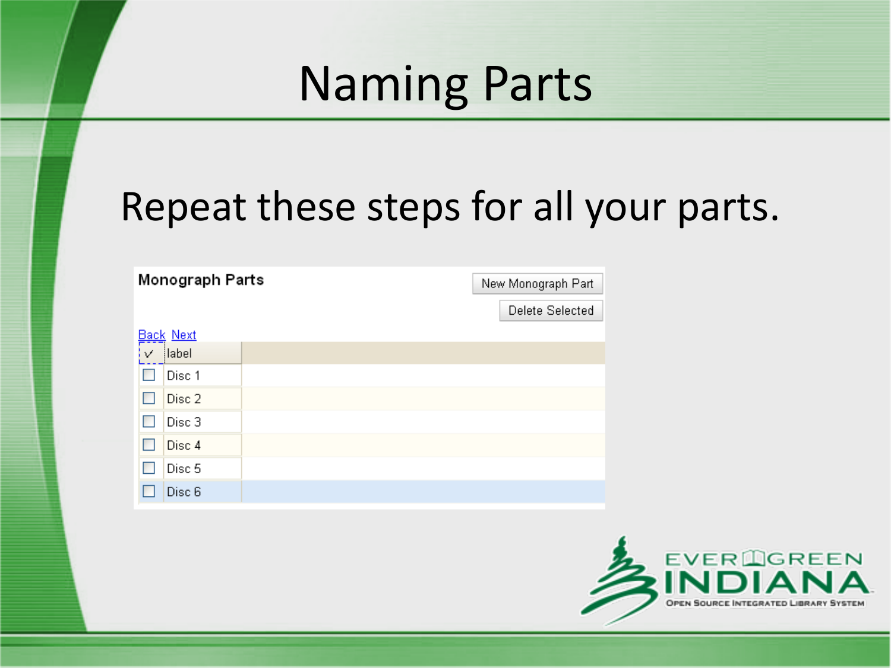# Naming Parts

Repeat these steps for all your parts.

**Monograph Parts**

New Monograph Part

Delete Selected

Back Next

| ✓ | label |
|---|---|
| ☐ | Disc 1 |
| ☐ | Disc 2 |
| ☐ | Disc 3 |
| ☐ | Disc 4 |
| ☐ | Disc 5 |
| ☐ | Disc 6 |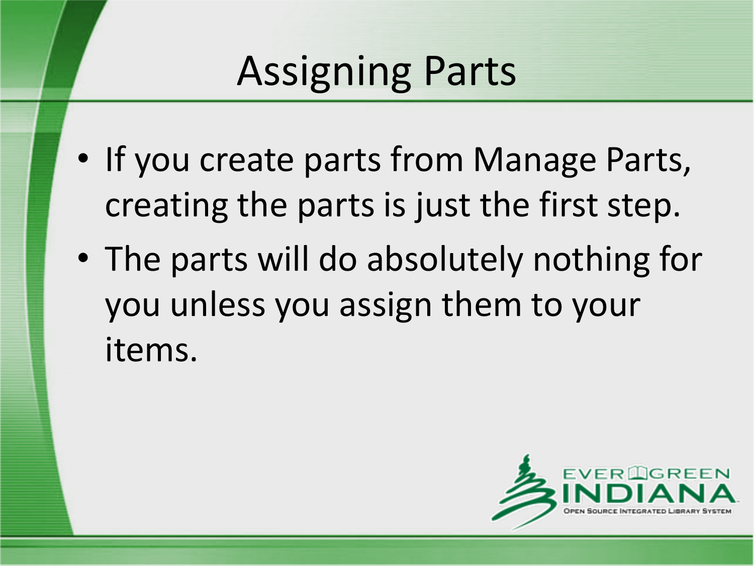# Assigning Parts

- If you create parts from Manage Parts, creating the parts is just the first step.
- The parts will do absolutely nothing for you unless you assign them to your items.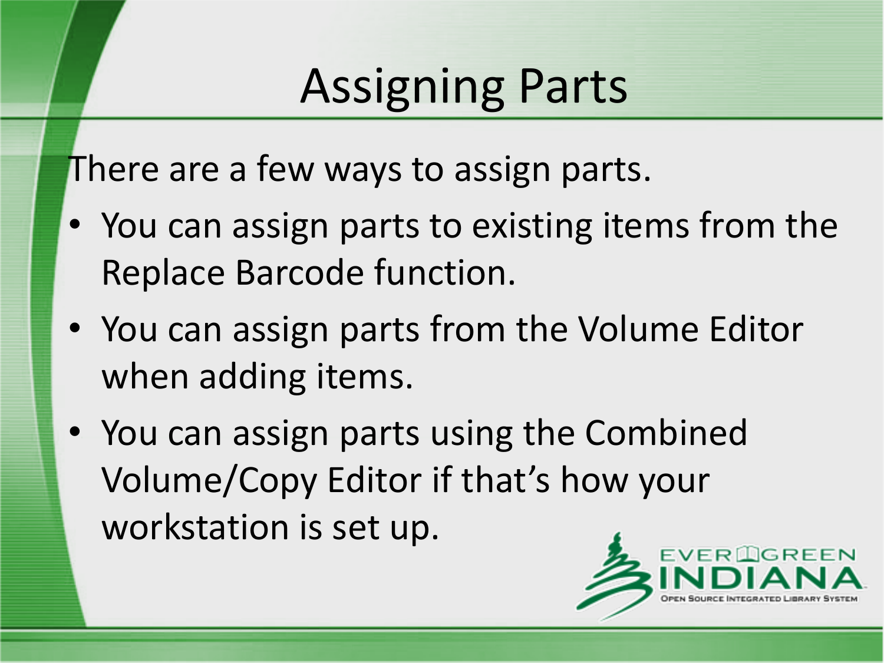# Assigning Parts

There are a few ways to assign parts.

- You can assign parts to existing items from the Replace Barcode function.
- You can assign parts from the Volume Editor when adding items.
- You can assign parts using the Combined Volume/Copy Editor if that's how your workstation is set up.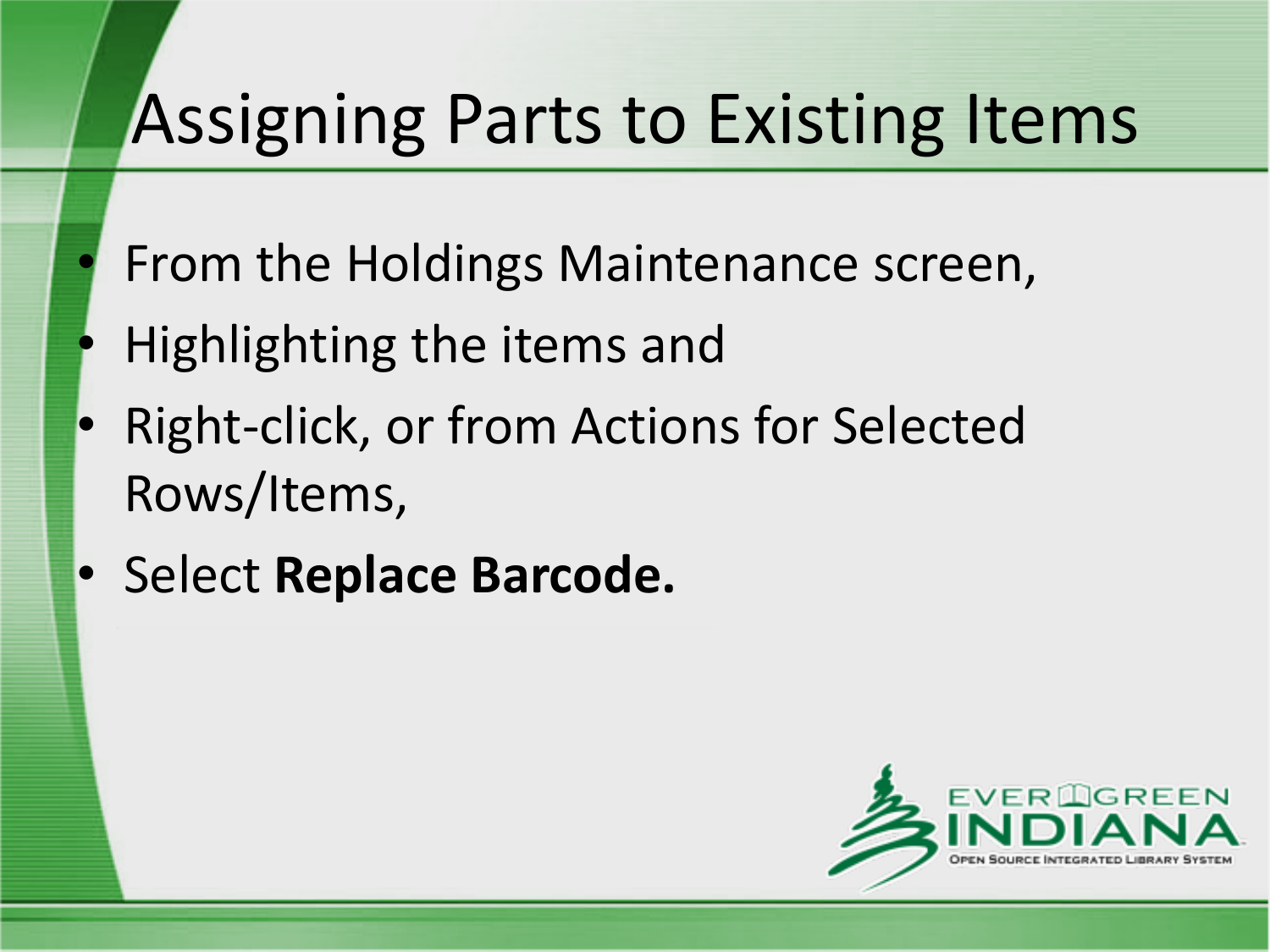# Assigning Parts to Existing Items

- From the Holdings Maintenance screen,
- Highlighting the items and
- Right-click, or from Actions for Selected Rows/Items,
- Select **Replace Barcode.**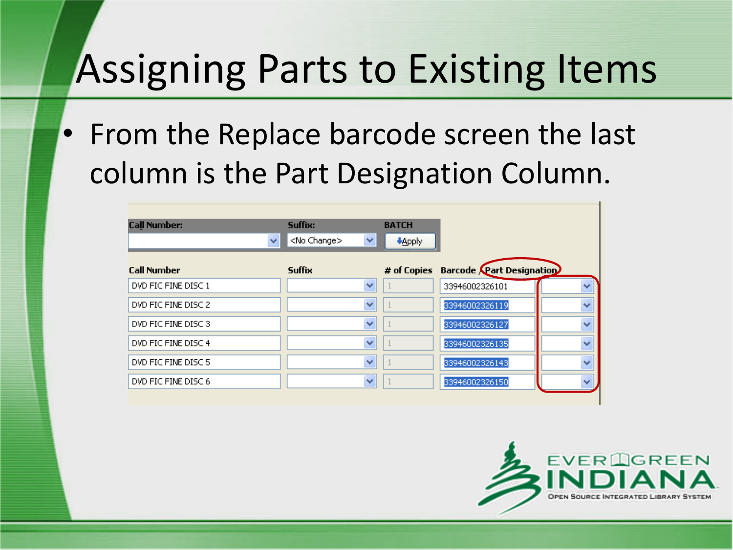# Assigning Parts to Existing Items

- From the Replace barcode screen the last column is the Part Designation Column.

| Call Number: | Suffix: | BATCH | | |
|---|---|---|---|---|
| | <No Change> | Apply | | |

| Call Number | Suffix | # of Copies | Barcode | Part Designation |
|---|---|---|---|---|
| DVD FIC FINE DISC 1 | | 1 | 33946002326101 | |
| DVD FIC FINE DISC 2 | | 1 | 33946002326119 | |
| DVD FIC FINE DISC 3 | | 1 | 33946002326127 | |
| DVD FIC FINE DISC 4 | | 1 | 33946002326135 | |
| DVD FIC FINE DISC 5 | | 1 | 33946002326143 | |
| DVD FIC FINE DISC 6 | | 1 | 33946002326150 | |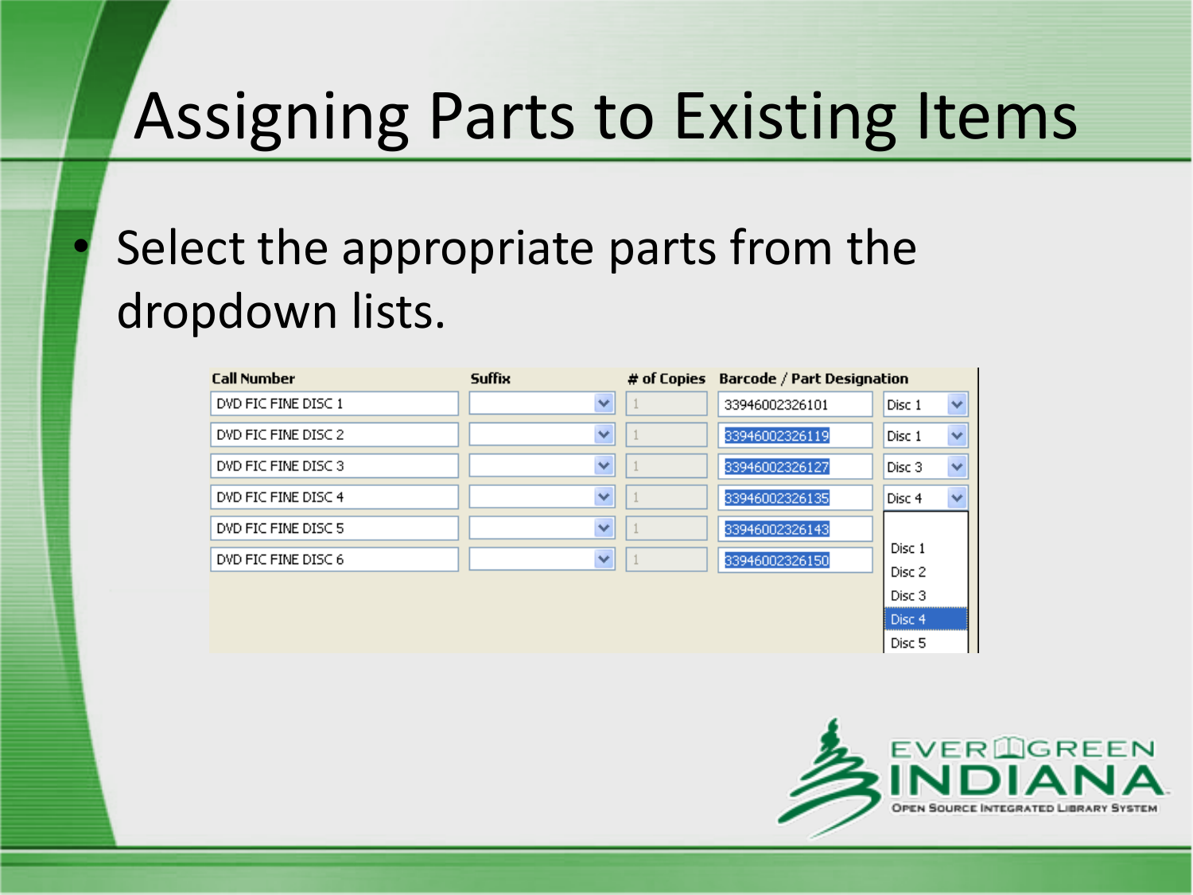# Assigning Parts to Existing Items

- Select the appropriate parts from the dropdown lists.

| Call Number | Suffix | # of Copies | Barcode / Part Designation | |
|---|---|---|---|---|
| DVD FIC FINE DISC 1 | | 1 | 33946002326101 | Disc 1 |
| DVD FIC FINE DISC 2 | | 1 | 33946002326119 | Disc 1 |
| DVD FIC FINE DISC 3 | | 1 | 33946002326127 | Disc 3 |
| DVD FIC FINE DISC 4 | | 1 | 33946002326135 | Disc 4 |
| DVD FIC FINE DISC 5 | | 1 | 33946002326143 | |
| DVD FIC FINE DISC 6 | | 1 | 33946002326150 | |

Dropdown options: Disc 1, Disc 2, Disc 3, Disc 4, Disc 5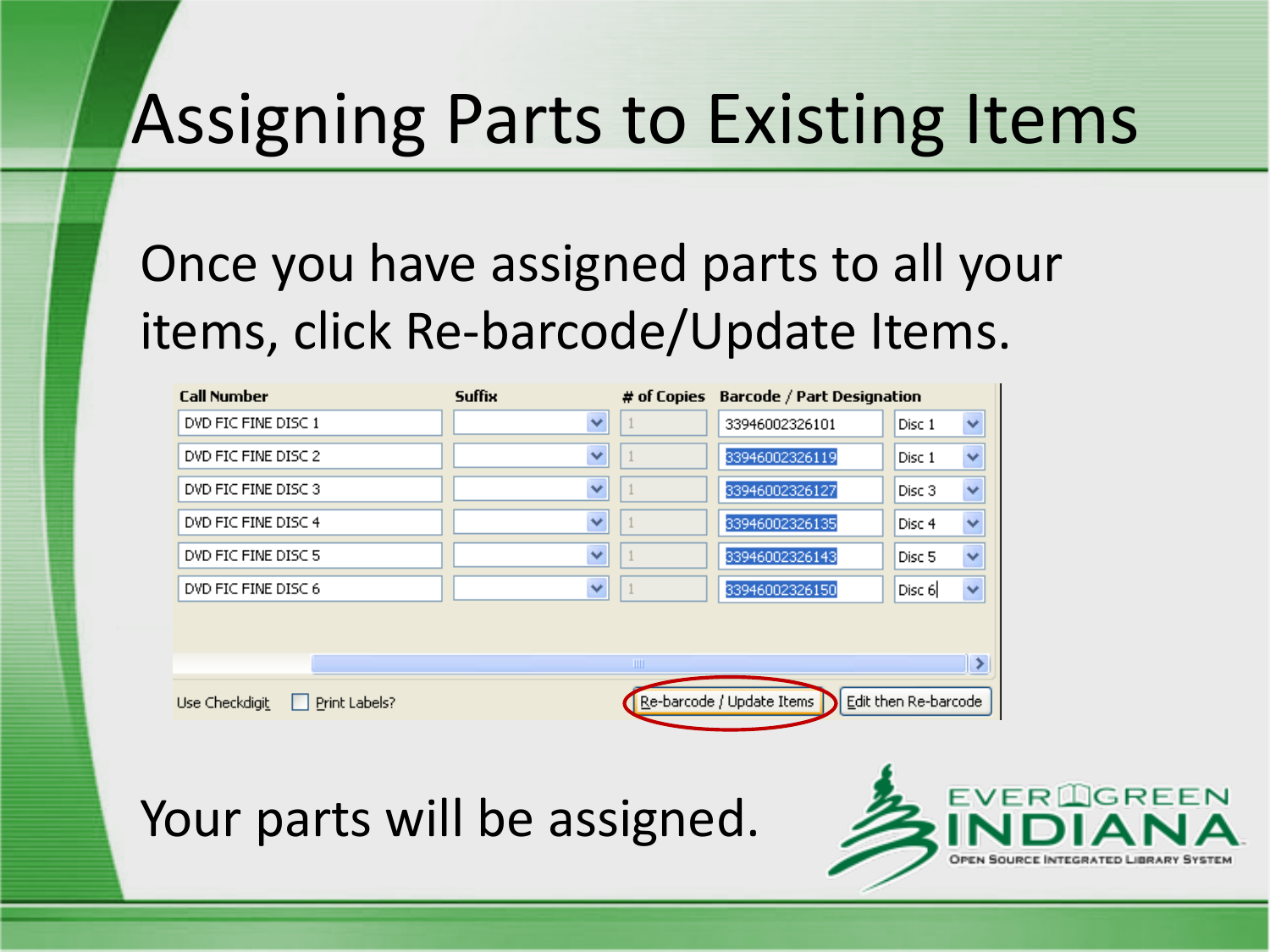# Assigning Parts to Existing Items

Once you have assigned parts to all your items, click Re-barcode/Update Items.

| Call Number | Suffix | # of Copies | Barcode / Part Designation | |
|---|---|---|---|---|
| DVD FIC FINE DISC 1 | | 1 | 33946002326101 | Disc 1 |
| DVD FIC FINE DISC 2 | | 1 | 33946002326119 | Disc 1 |
| DVD FIC FINE DISC 3 | | 1 | 33946002326127 | Disc 3 |
| DVD FIC FINE DISC 4 | | 1 | 33946002326135 | Disc 4 |
| DVD FIC FINE DISC 5 | | 1 | 33946002326143 | Disc 5 |
| DVD FIC FINE DISC 6 | | 1 | 33946002326150 | Disc 6 |

Use Checkdigit | Print Labels? | Re-barcode / Update Items | Edit then Re-barcode

Your parts will be assigned.

EVERGREEN INDIANA
OPEN SOURCE INTEGRATED LIBRARY SYSTEM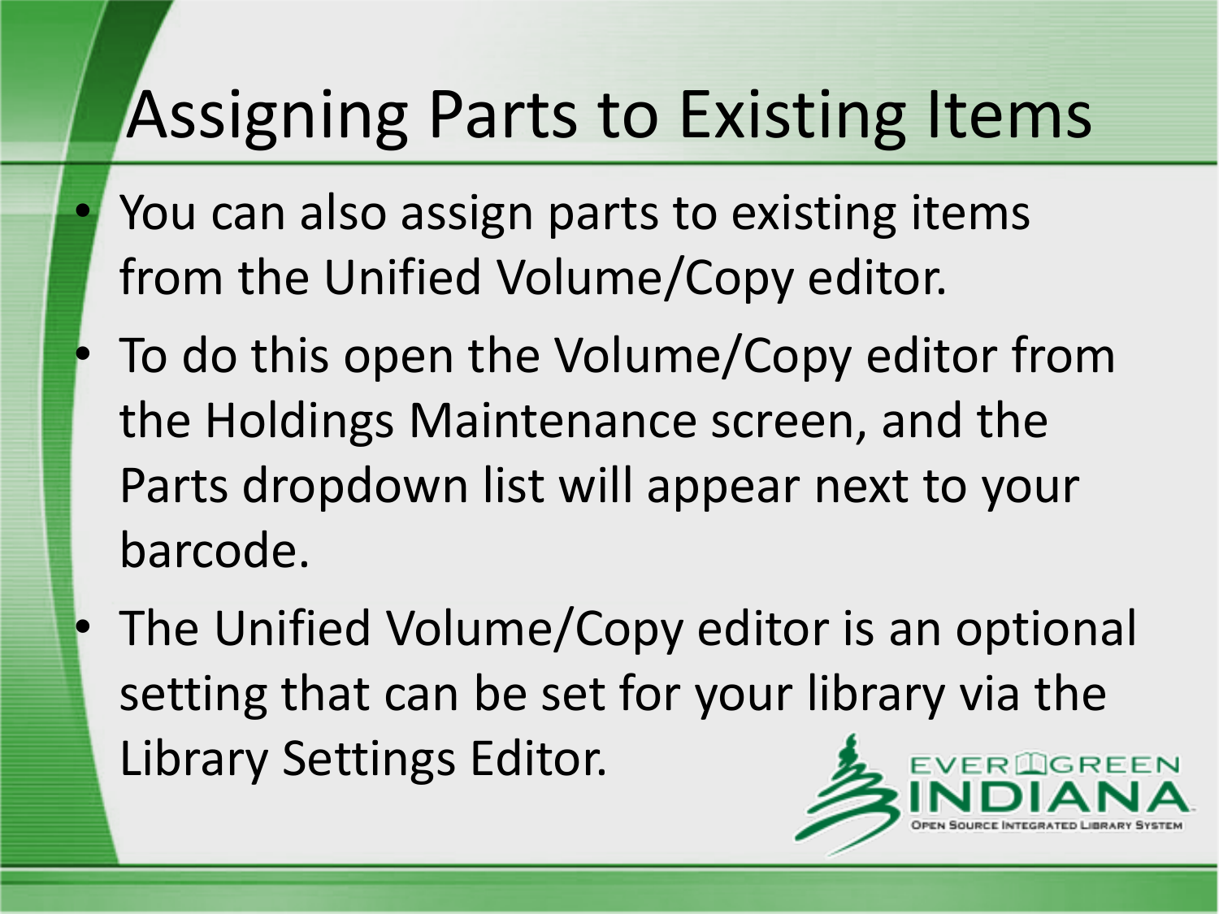# Assigning Parts to Existing Items

- You can also assign parts to existing items from the Unified Volume/Copy editor.
- To do this open the Volume/Copy editor from the Holdings Maintenance screen, and the Parts dropdown list will appear next to your barcode.
- The Unified Volume/Copy editor is an optional setting that can be set for your library via the Library Settings Editor.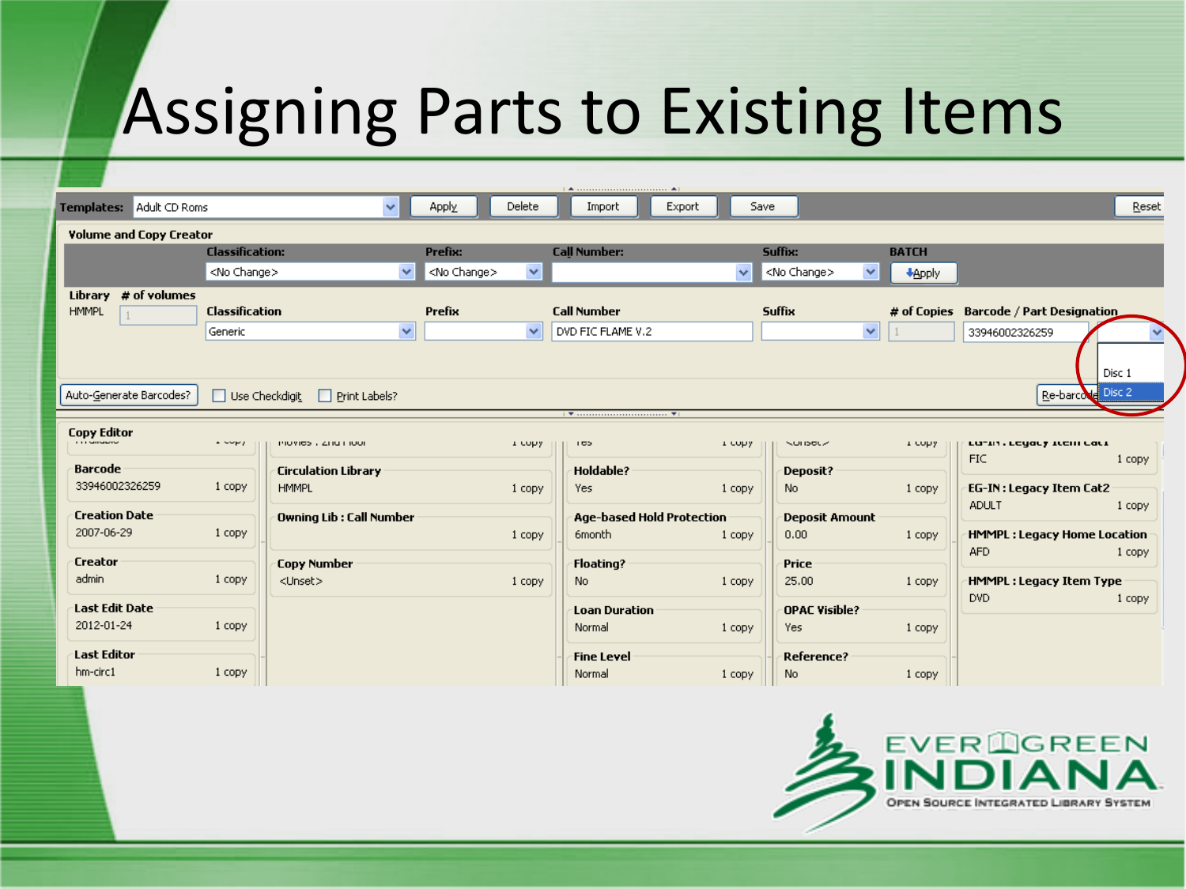# Assigning Parts to Existing Items

Templates: Adult CD Roms | Apply | Delete | Import | Export | Save | Reset

**Volume and Copy Creator**

| | Classification: | Prefix: | Call Number: | Suffix: | BATCH |
|---|---|---|---|---|---|
| | <No Change> | <No Change> | | <No Change> | Apply |

| Library | # of volumes | Classification | Prefix | Call Number | Suffix | # of Copies | Barcode / Part Designation |
|---|---|---|---|---|---|---|---|
| HMMPL | 1 | Generic | | DVD FIC FLAME V.2 | | 1 | 33946002326259 |

Part Designation options: Disc 1, Disc 2

Auto-Generate Barcodes? | Use Checkdigit | Print Labels? | Re-barcode

**Copy Editor**

| Field | Value | Count |
|---|---|---|
| Barcode | 33946002326259 | 1 copy |
| Creation Date | 2007-06-29 | 1 copy |
| Creator | admin | 1 copy |
| Last Edit Date | 2012-01-24 | 1 copy |
| Last Editor | hm-circ1 | 1 copy |
| Circulation Library | HMMPL | 1 copy |
| Owning Lib : Call Number | | 1 copy |
| Copy Number | <Unset> | 1 copy |
| Holdable? | Yes | 1 copy |
| Age-based Hold Protection | 6month | 1 copy |
| Floating? | No | 1 copy |
| Loan Duration | Normal | 1 copy |
| Fine Level | Normal | 1 copy |
| Deposit? | No | 1 copy |
| Deposit Amount | 0.00 | 1 copy |
| Price | 25.00 | 1 copy |
| OPAC Visible? | Yes | 1 copy |
| Reference? | No | 1 copy |
| EG-IN : Legacy Item Cat1 | FIC | 1 copy |
| EG-IN : Legacy Item Cat2 | ADULT | 1 copy |
| HMMPL : Legacy Home Location | AFD | 1 copy |
| HMMPL : Legacy Item Type | DVD | 1 copy |

EVERGREEN INDIANA
OPEN SOURCE INTEGRATED LIBRARY SYSTEM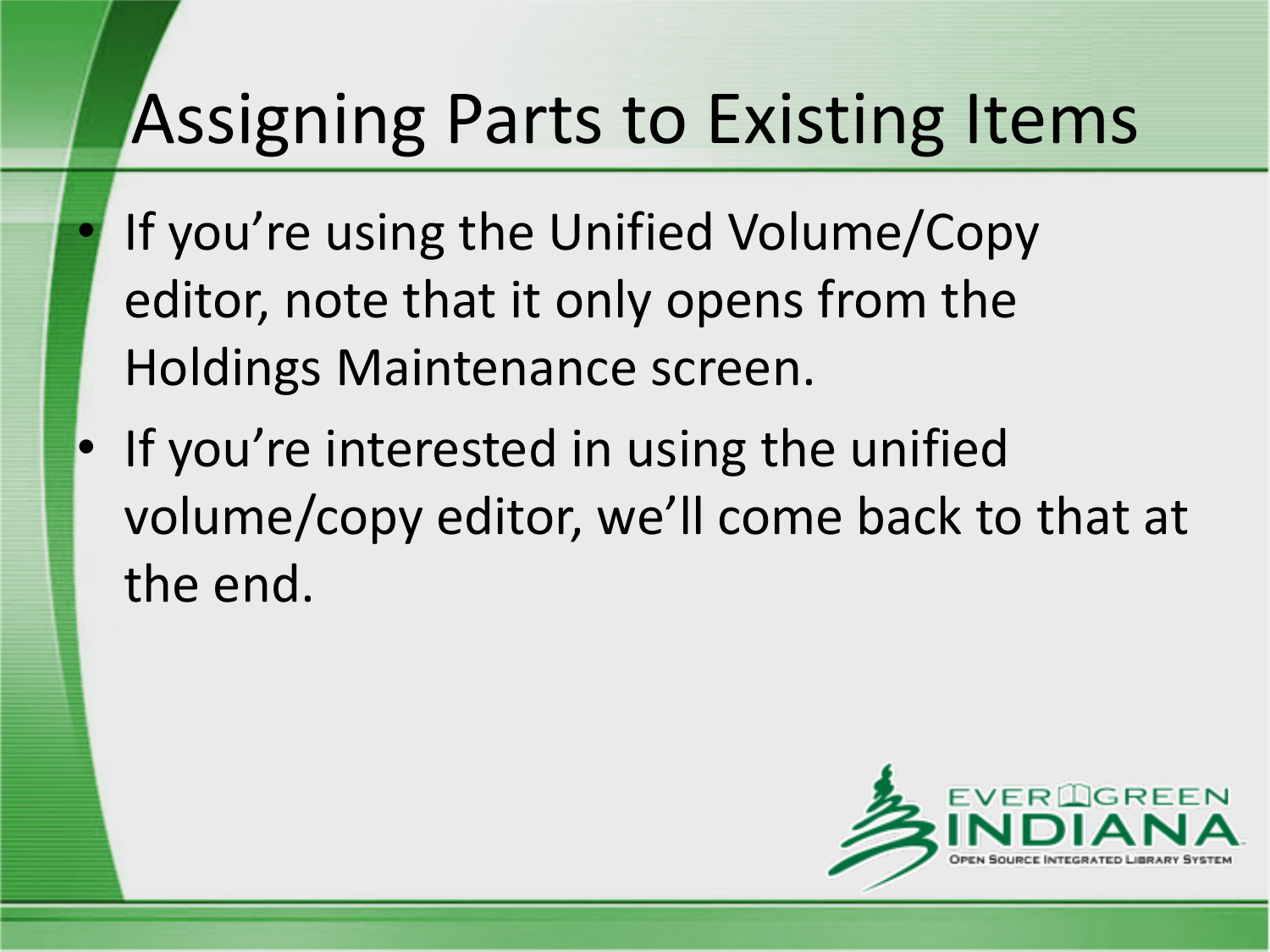# Assigning Parts to Existing Items

- If you're using the Unified Volume/Copy editor, note that it only opens from the Holdings Maintenance screen.
- If you're interested in using the unified volume/copy editor, we'll come back to that at the end.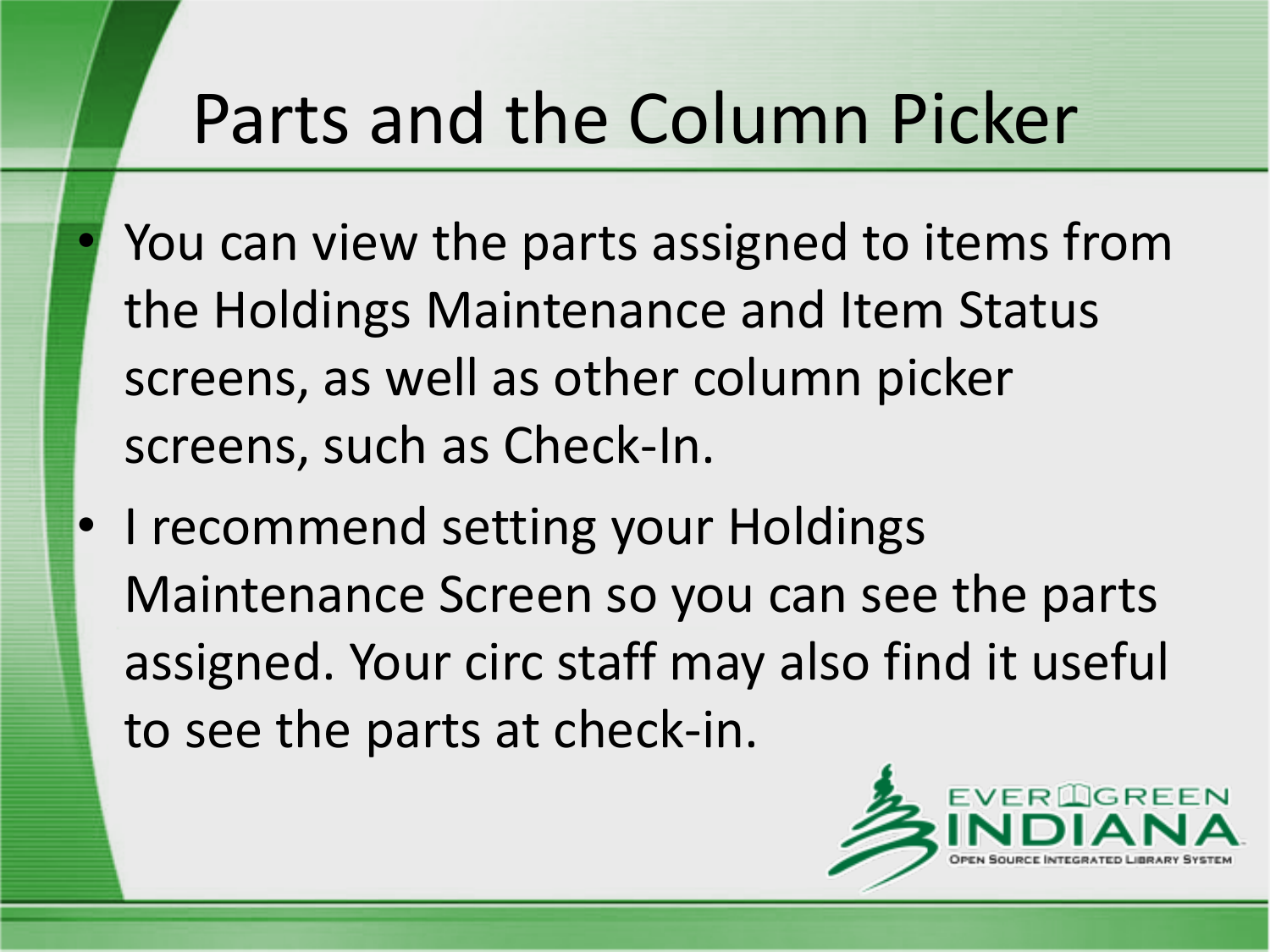# Parts and the Column Picker

- You can view the parts assigned to items from the Holdings Maintenance and Item Status screens, as well as other column picker screens, such as Check-In.
- I recommend setting your Holdings Maintenance Screen so you can see the parts assigned. Your circ staff may also find it useful to see the parts at check-in.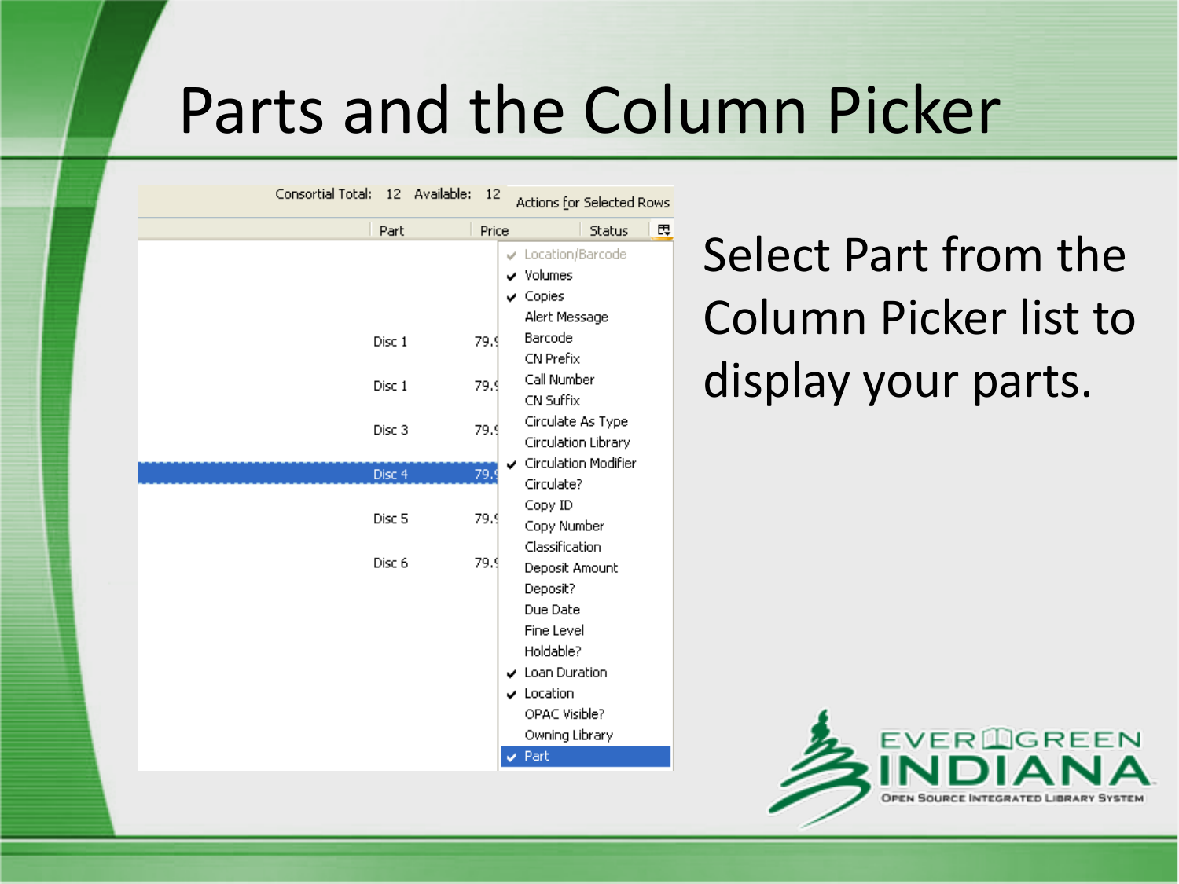# Parts and the Column Picker

Consortial Total: 12 Available: 12 Actions for Selected Rows

| Part | Price | Status |
|---|---|---|
| Disc 1 | 79.9 | |
| Disc 1 | 79.9 | |
| Disc 3 | 79.9 | |
| Disc 4 | 79.9 | |
| Disc 5 | 79.9 | |
| Disc 6 | 79.9 | |

- ✔ Location/Barcode
- ✔ Volumes
- ✔ Copies
- Alert Message
- Barcode
- CN Prefix
- Call Number
- CN Suffix
- Circulate As Type
- Circulation Library
- ✔ Circulation Modifier
- Circulate?
- Copy ID
- Copy Number
- Classification
- Deposit Amount
- Deposit?
- Due Date
- Fine Level
- Holdable?
- ✔ Loan Duration
- ✔ Location
- OPAC Visible?
- Owning Library
- ✔ Part

Select Part from the Column Picker list to display your parts.

EVERGREEN INDIANA
OPEN SOURCE INTEGRATED LIBRARY SYSTEM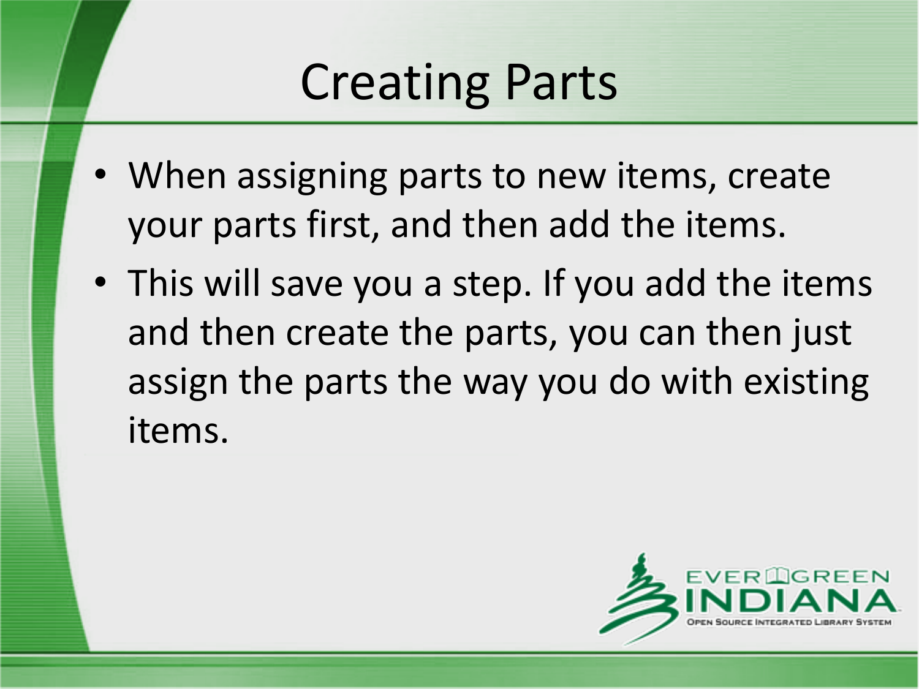# Creating Parts

- When assigning parts to new items, create your parts first, and then add the items.
- This will save you a step. If you add the items and then create the parts, you can then just assign the parts the way you do with existing items.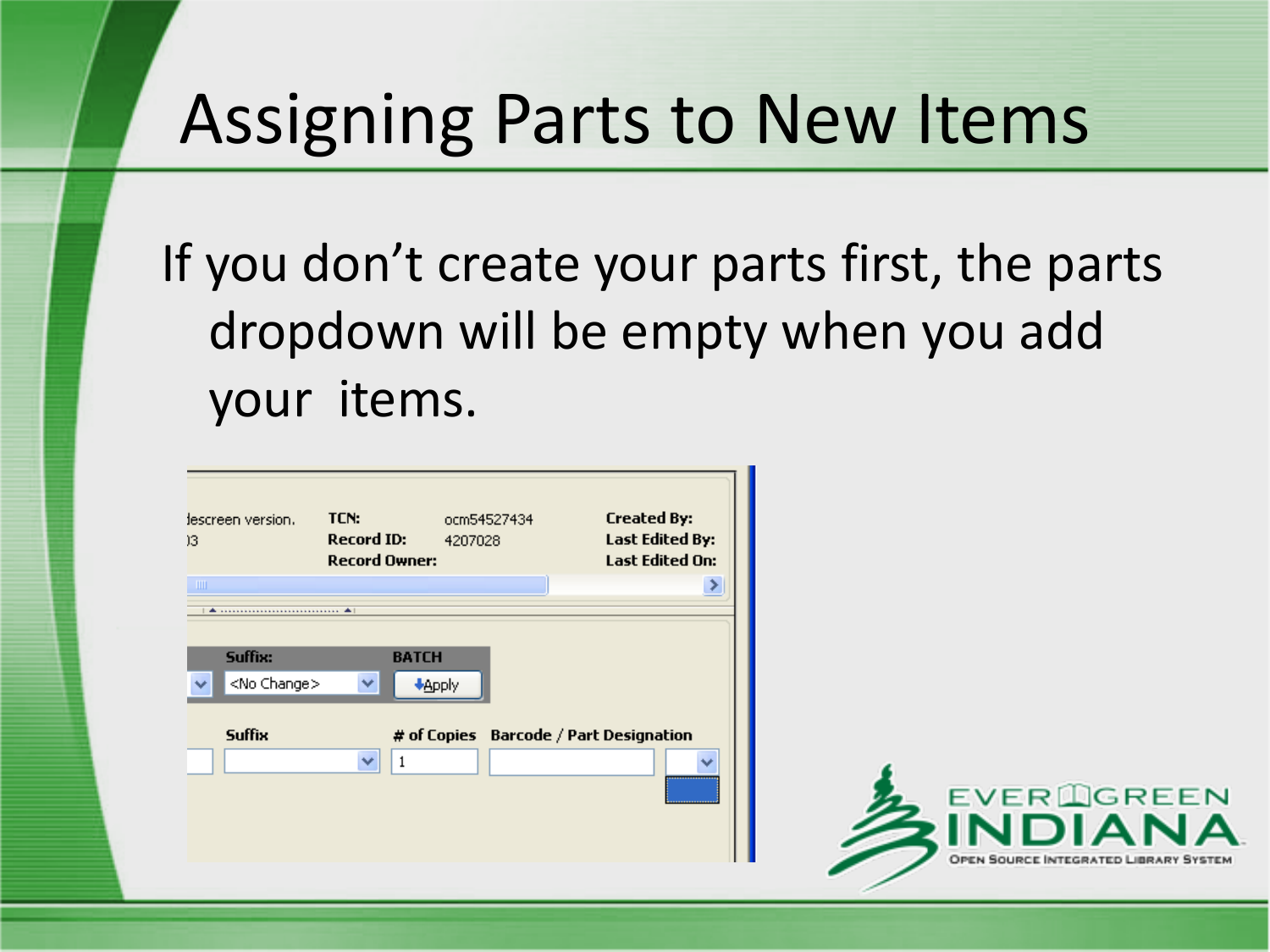# Assigning Parts to New Items

If you don't create your parts first, the parts dropdown will be empty when you add your items.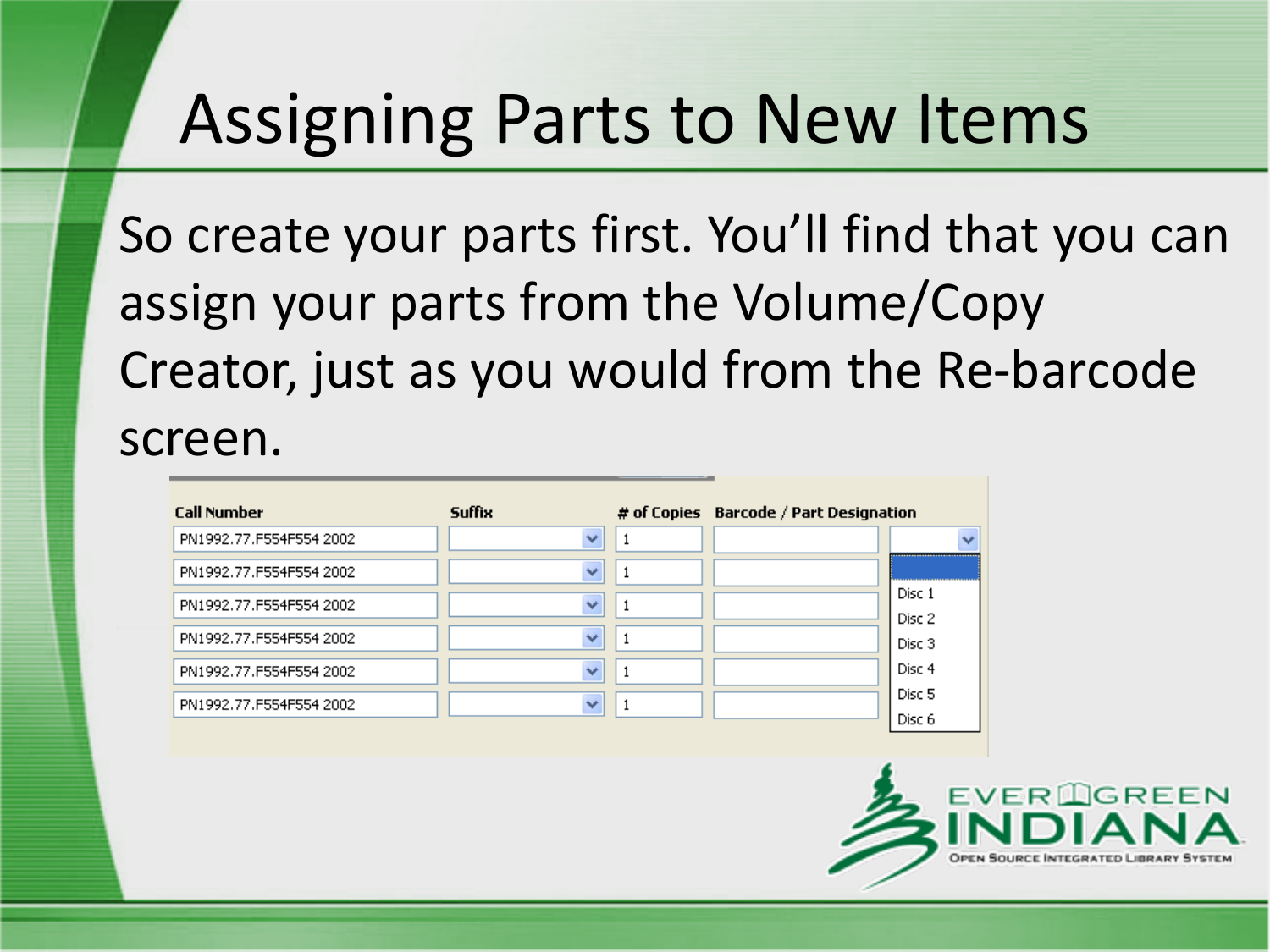# Assigning Parts to New Items

So create your parts first. You'll find that you can assign your parts from the Volume/Copy Creator, just as you would from the Re-barcode screen.

| Call Number | Suffix | # of Copies | Barcode / Part Designation | |
|---|---|---|---|---|
| PN1992.77.F554F554 2002 | | 1 | | |
| PN1992.77.F554F554 2002 | | 1 | | |
| PN1992.77.F554F554 2002 | | 1 | | |
| PN1992.77.F554F554 2002 | | 1 | | |
| PN1992.77.F554F554 2002 | | 1 | | |
| PN1992.77.F554F554 2002 | | 1 | | |

Disc 1
Disc 2
Disc 3
Disc 4
Disc 5
Disc 6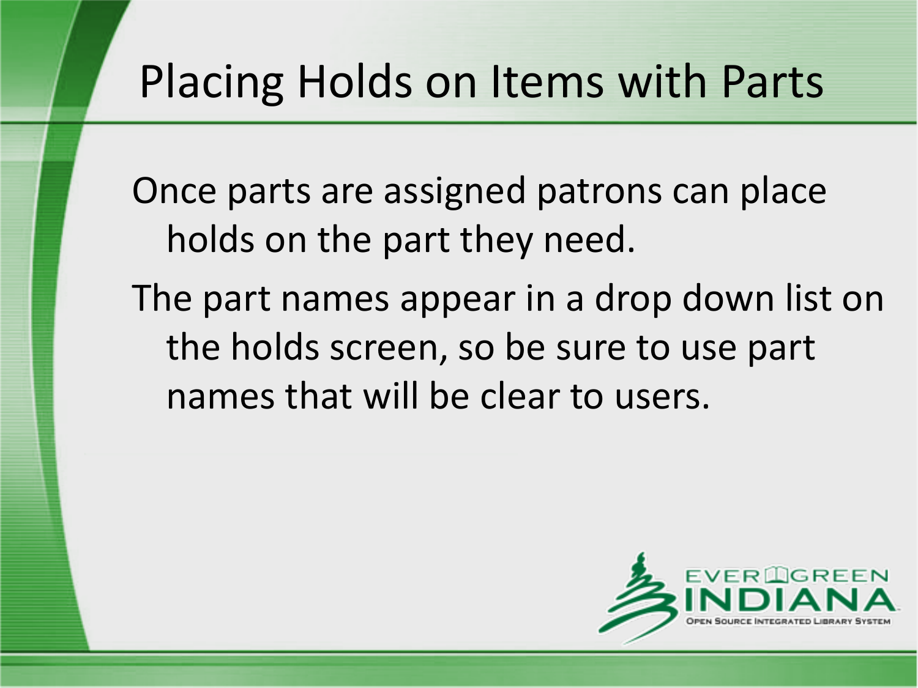# Placing Holds on Items with Parts

Once parts are assigned patrons can place holds on the part they need.

The part names appear in a drop down list on the holds screen, so be sure to use part names that will be clear to users.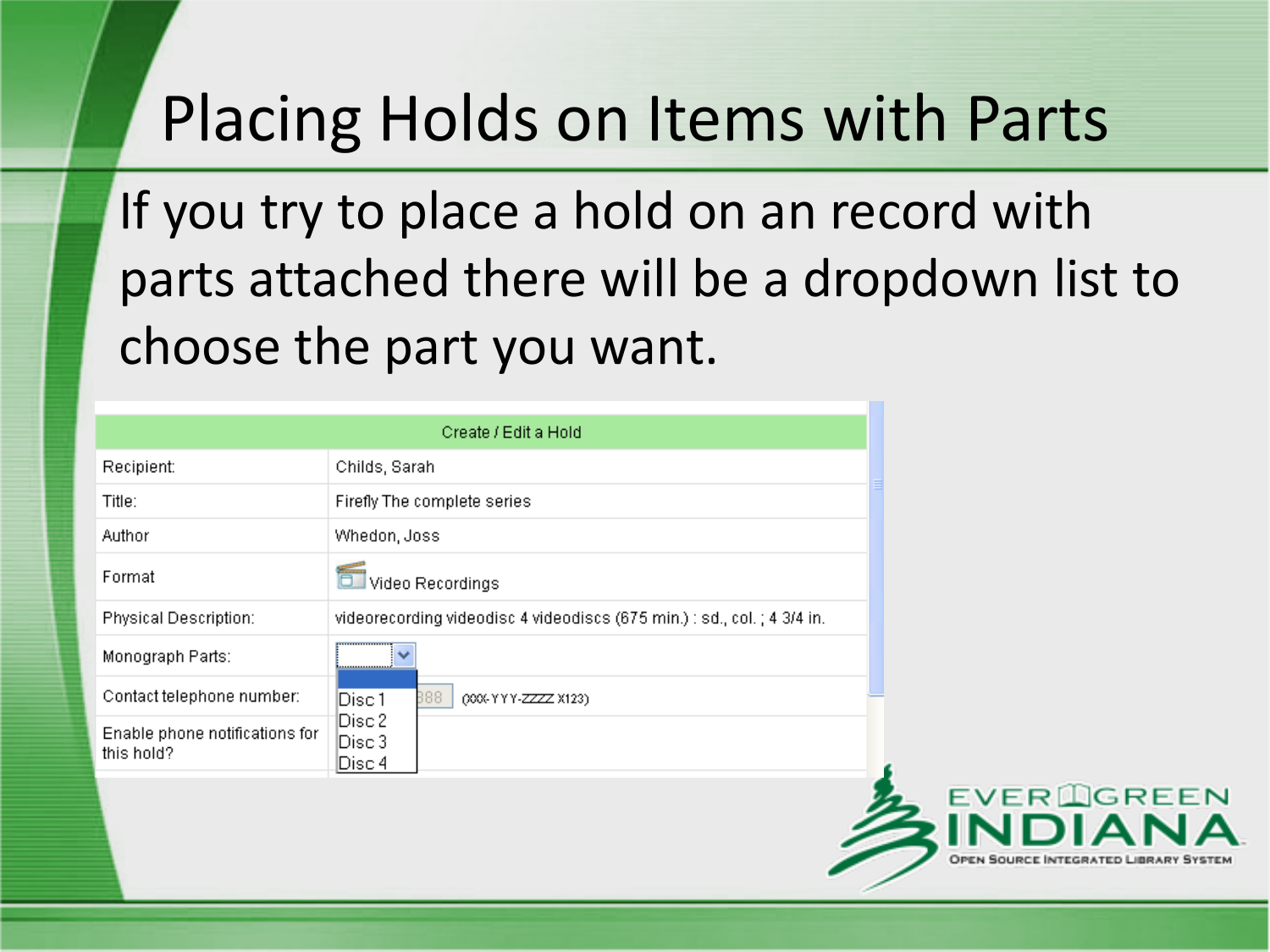# Placing Holds on Items with Parts

If you try to place a hold on an record with parts attached there will be a dropdown list to choose the part you want.

| Create / Edit a Hold | |
|---|---|
| Recipient: | Childs, Sarah |
| Title: | Firefly The complete series |
| Author | Whedon, Joss |
| Format | Video Recordings |
| Physical Description: | videorecording videodisc 4 videodiscs (675 min.) : sd., col. ; 4 3/4 in. |
| Monograph Parts: | (dropdown: Disc 1, Disc 2, Disc 3, Disc 4) |
| Contact telephone number: | 888 (XXX-YYY-ZZZZ x123) |
| Enable phone notifications for this hold? | |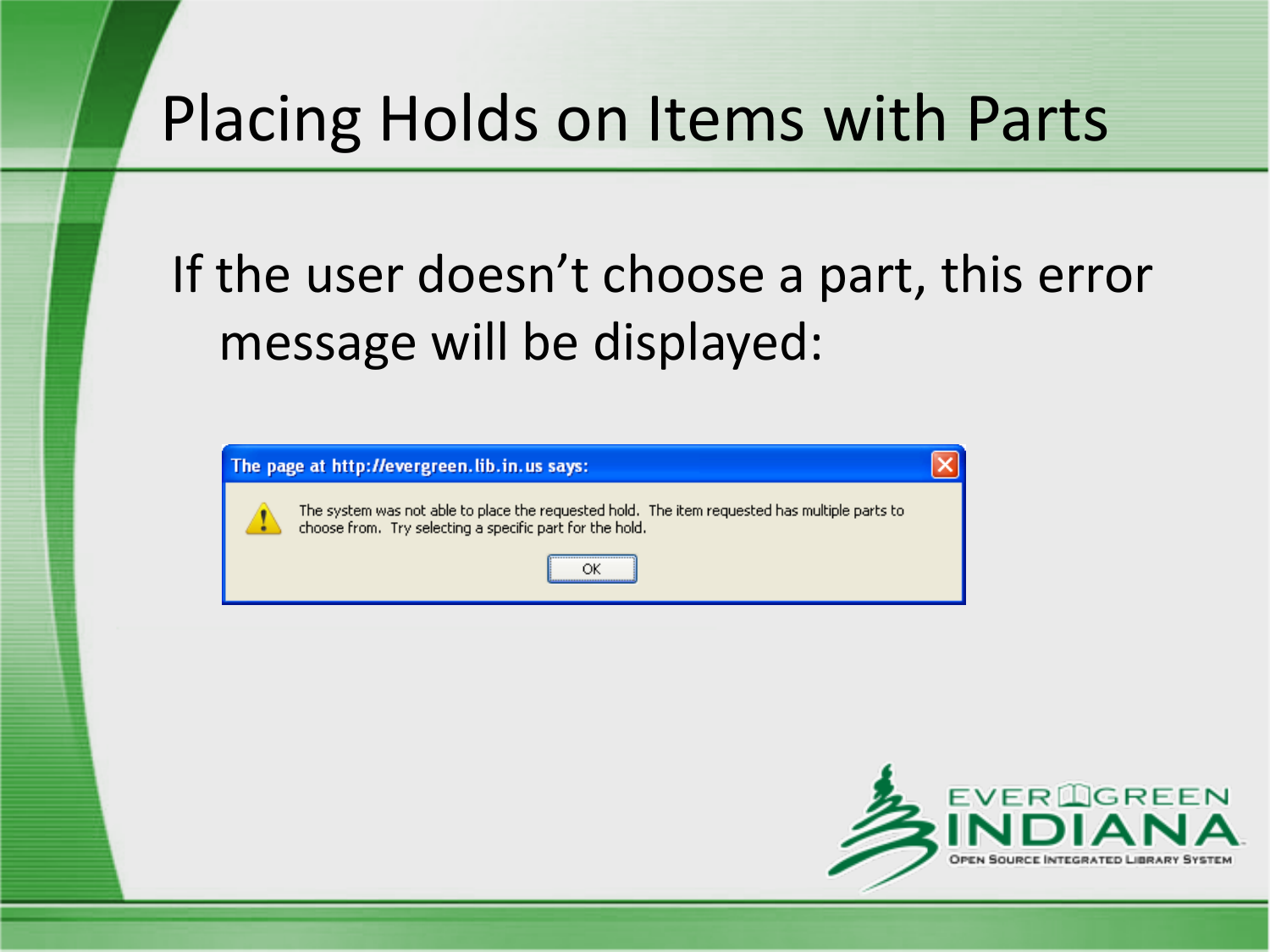# Placing Holds on Items with Parts

If the user doesn't choose a part, this error message will be displayed:

The page at http://evergreen.lib.in.us says:

The system was not able to place the requested hold. The item requested has multiple parts to choose from. Try selecting a specific part for the hold.

OK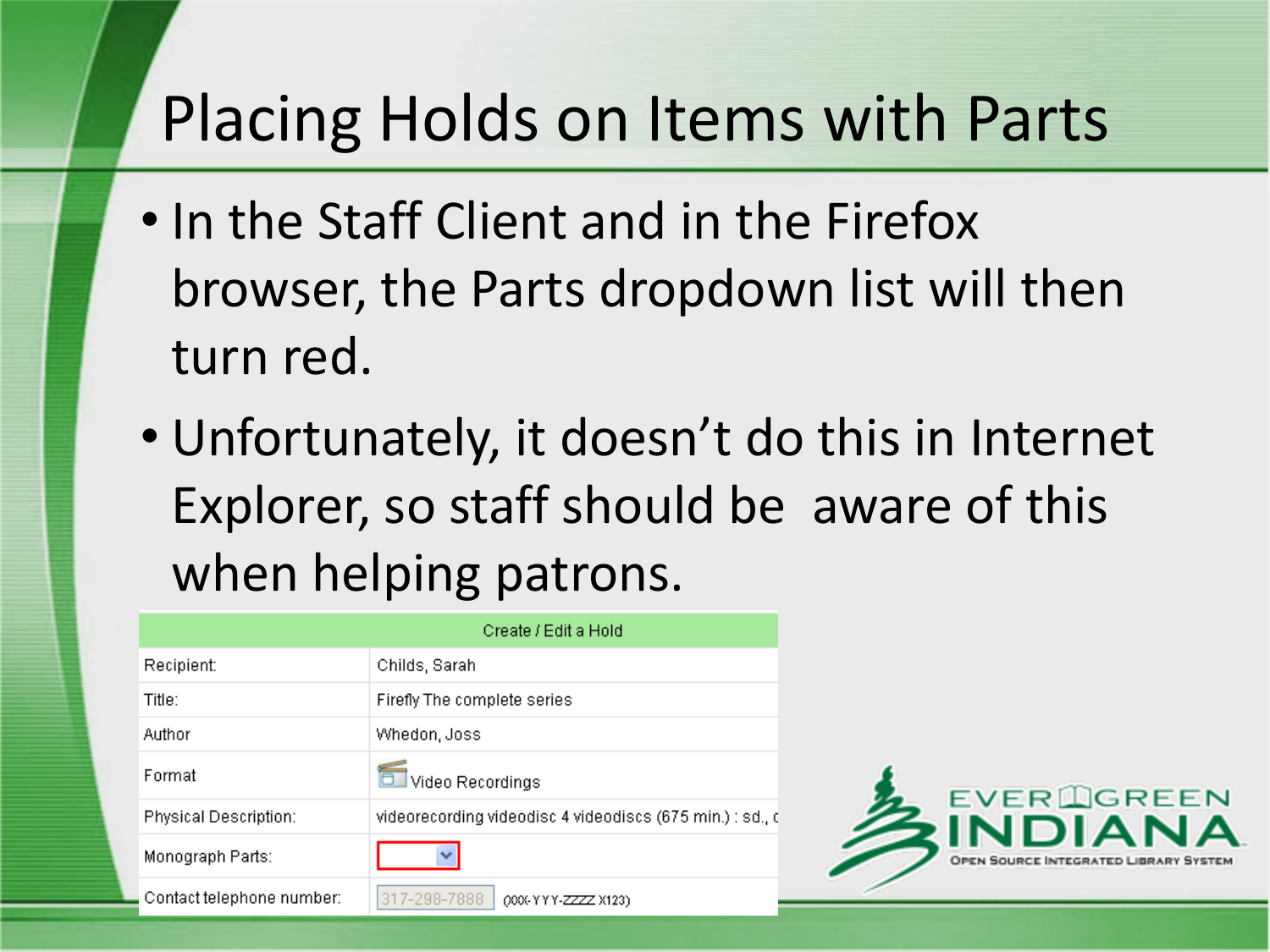# Placing Holds on Items with Parts

- In the Staff Client and in the Firefox browser, the Parts dropdown list will then turn red.
- Unfortunately, it doesn't do this in Internet Explorer, so staff should be aware of this when helping patrons.

| Create / Edit a Hold | |
|---|---|
| Recipient: | Childs, Sarah |
| Title: | Firefly The complete series |
| Author | Whedon, Joss |
| Format | Video Recordings |
| Physical Description: | videorecording videodisc 4 videodiscs (675 min.) : sd., c |
| Monograph Parts: | |
| Contact telephone number: | 317-298-7888 (XXX-YYY-ZZZZ x123) |

EVERGREEN INDIANA
OPEN SOURCE INTEGRATED LIBRARY SYSTEM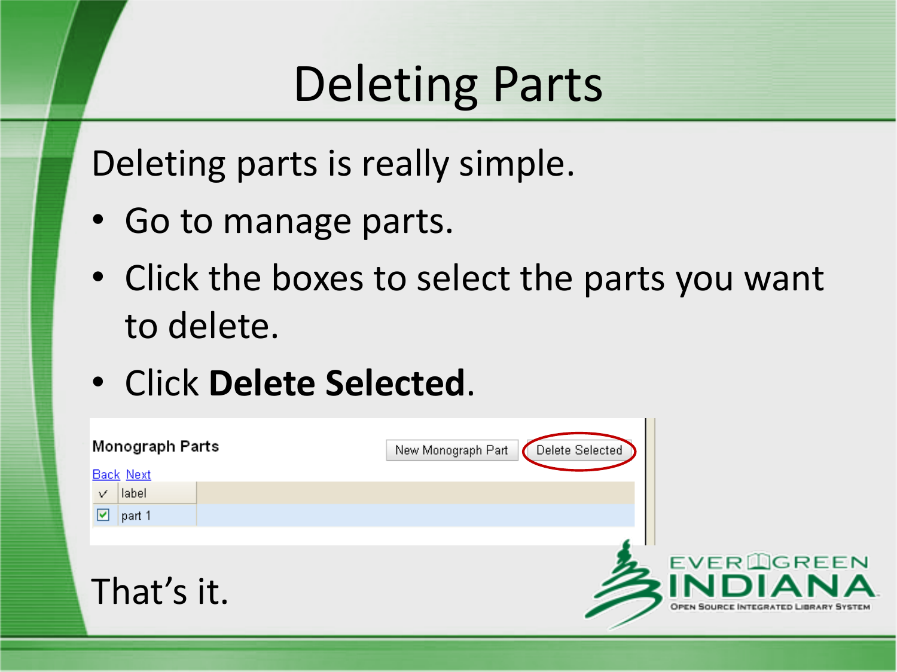# Deleting Parts

Deleting parts is really simple.

- Go to manage parts.
- Click the boxes to select the parts you want to delete.
- Click **Delete Selected**.

That's it.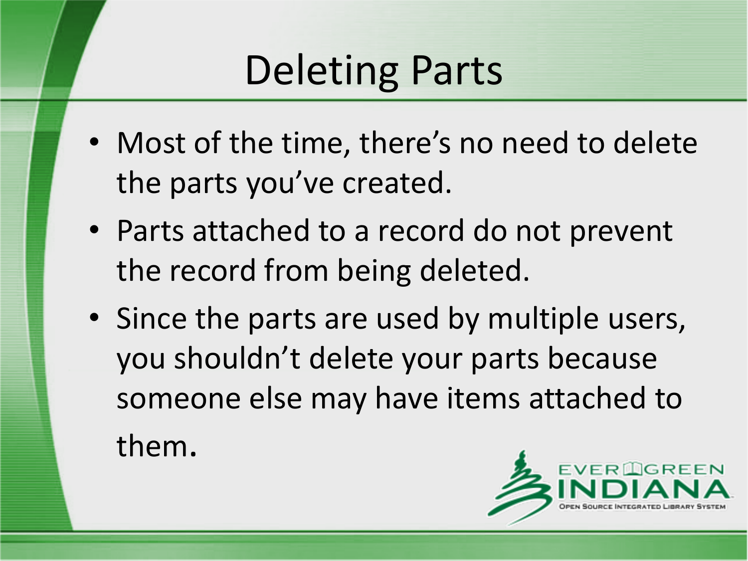# Deleting Parts

- Most of the time, there's no need to delete the parts you've created.
- Parts attached to a record do not prevent the record from being deleted.
- Since the parts are used by multiple users, you shouldn't delete your parts because someone else may have items attached to them.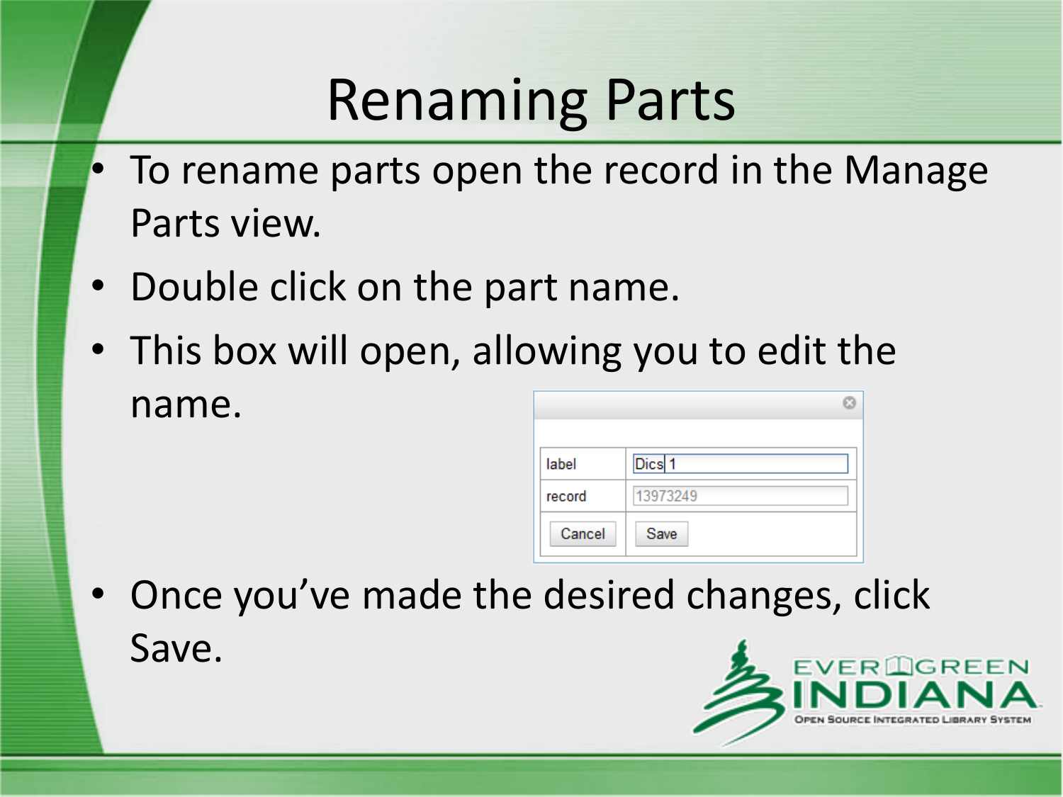# Renaming Parts

- To rename parts open the record in the Manage Parts view.
- Double click on the part name.
- This box will open, allowing you to edit the name.

| label | Dics 1 |
|---|---|
| record | 13973249 |
| Cancel | Save |

- Once you've made the desired changes, click Save.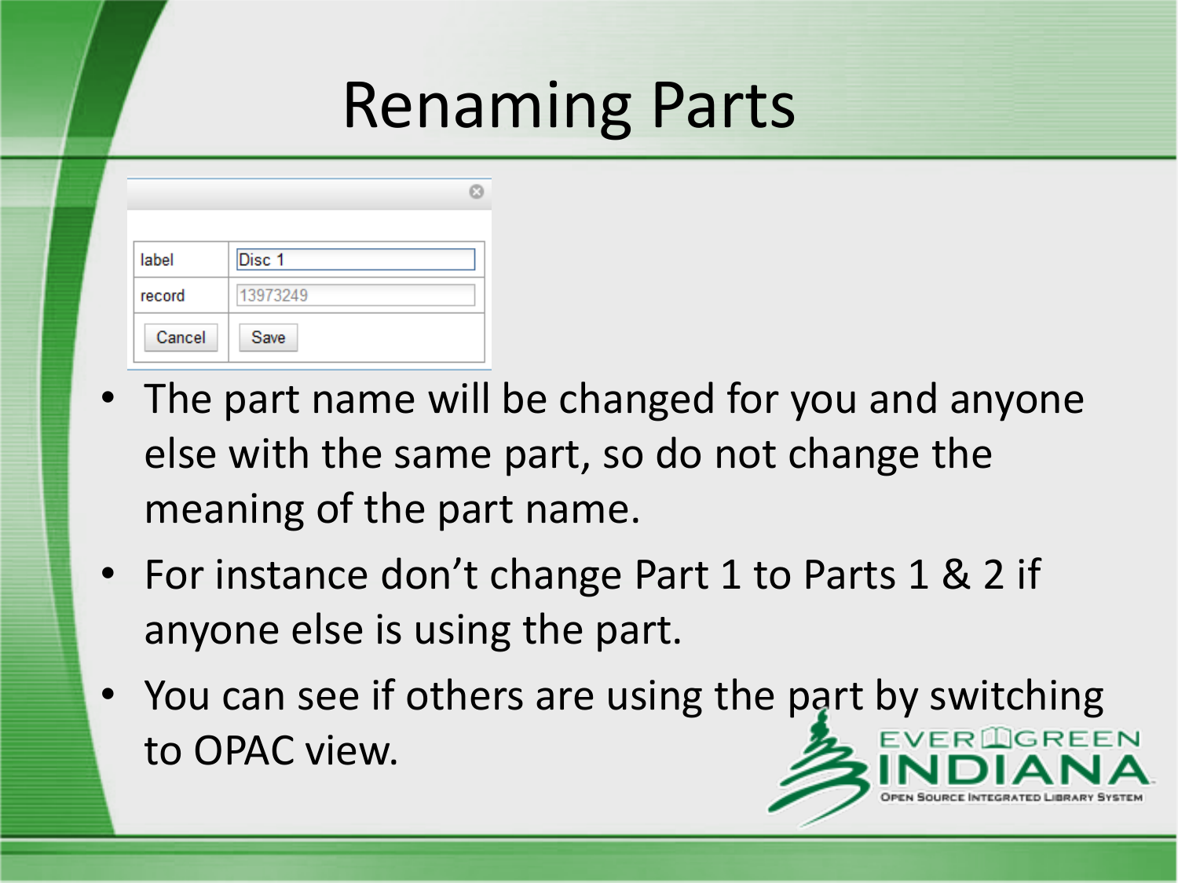# Renaming Parts

| label | Disc 1 |
| --- | --- |
| record | 13973249 |
| Cancel | Save |

- The part name will be changed for you and anyone else with the same part, so do not change the meaning of the part name.
- For instance don't change Part 1 to Parts 1 & 2 if anyone else is using the part.
- You can see if others are using the part by switching to OPAC view.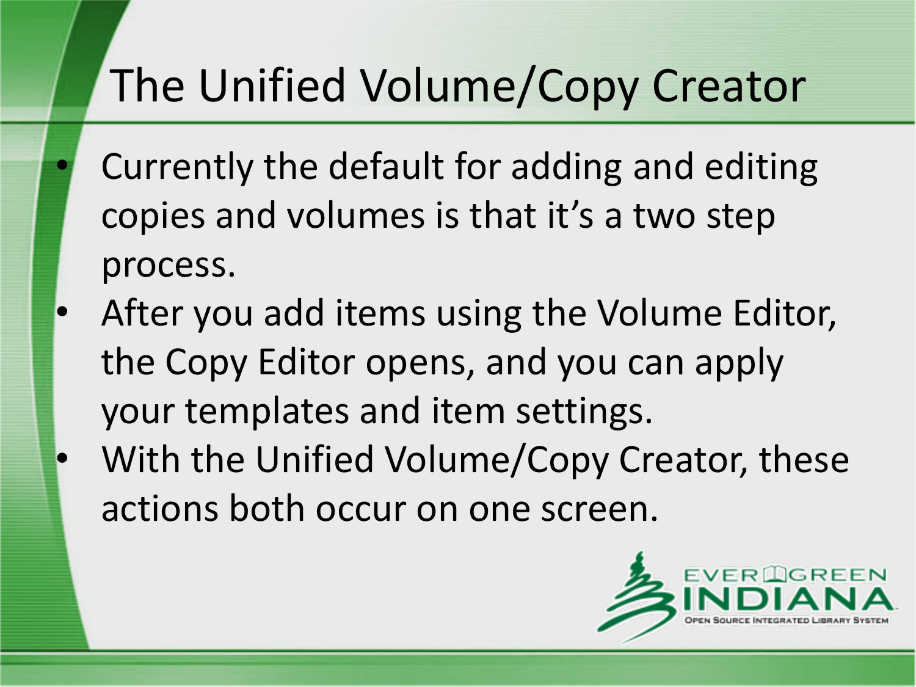# The Unified Volume/Copy Creator

- Currently the default for adding and editing copies and volumes is that it's a two step process.
- After you add items using the Volume Editor, the Copy Editor opens, and you can apply your templates and item settings.
- With the Unified Volume/Copy Creator, these actions both occur on one screen.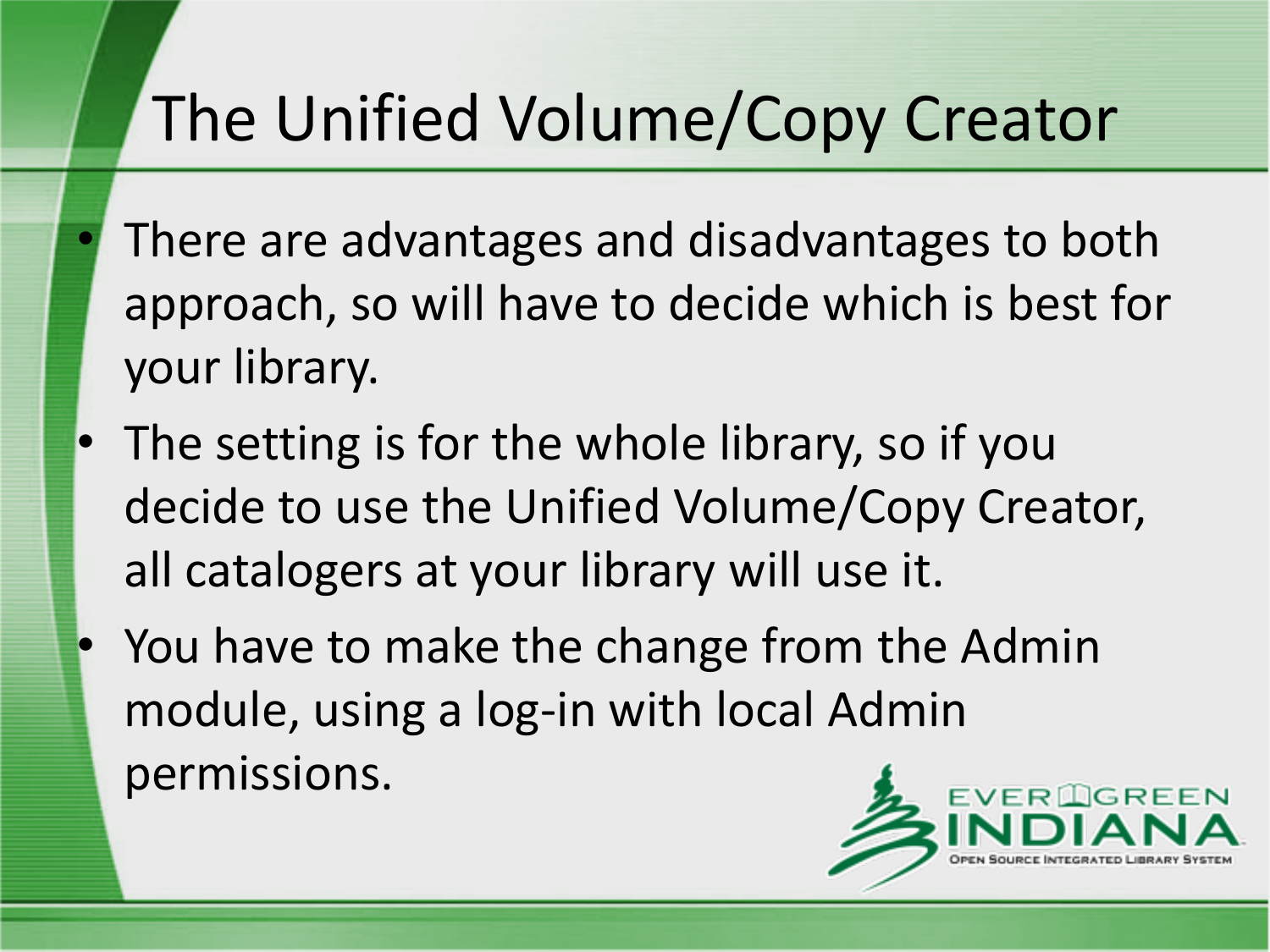# The Unified Volume/Copy Creator

- There are advantages and disadvantages to both approach, so will have to decide which is best for your library.
- The setting is for the whole library, so if you decide to use the Unified Volume/Copy Creator, all catalogers at your library will use it.
- You have to make the change from the Admin module, using a log-in with local Admin permissions.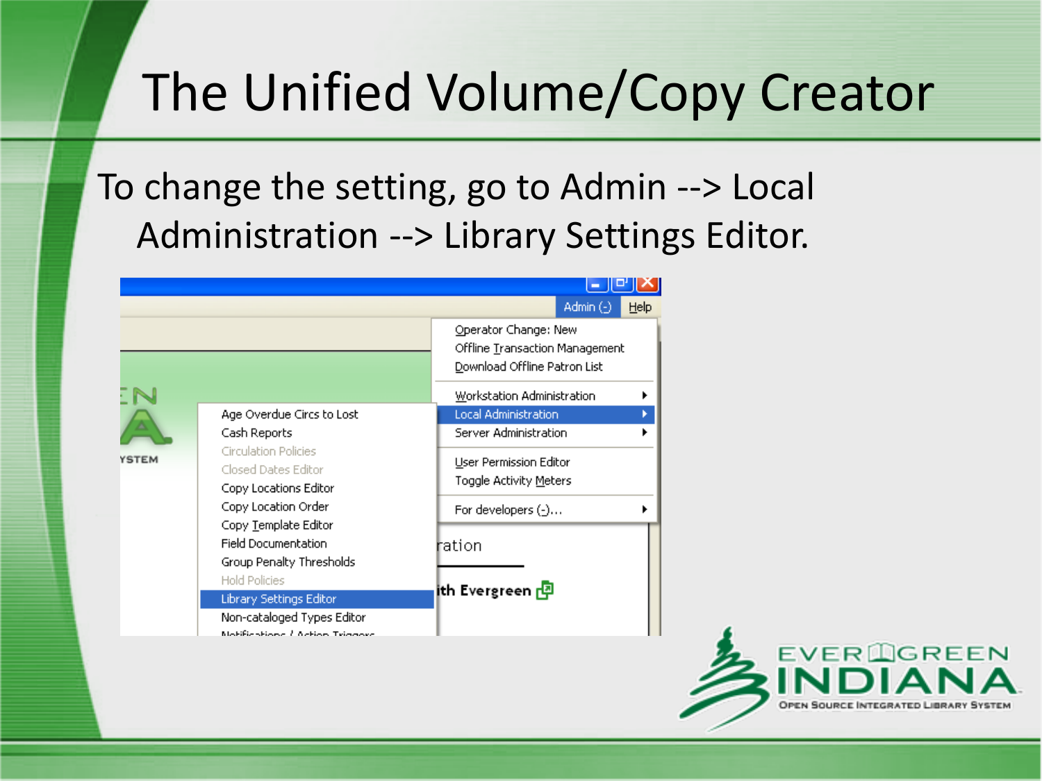# The Unified Volume/Copy Creator

To change the setting, go to Admin --> Local Administration --> Library Settings Editor.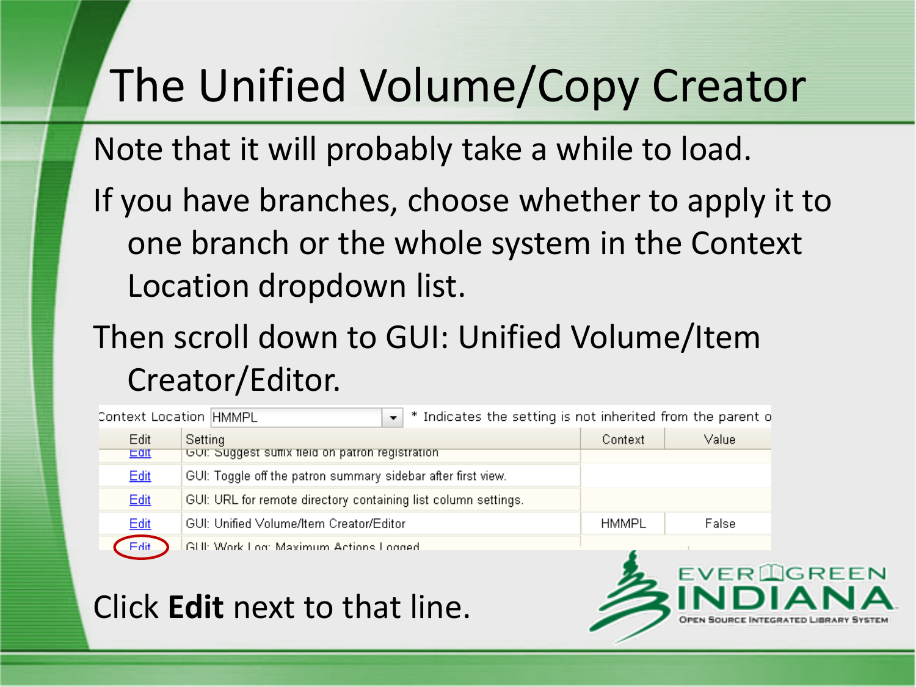# The Unified Volume/Copy Creator

Note that it will probably take a while to load.

If you have branches, choose whether to apply it to one branch or the whole system in the Context Location dropdown list.

Then scroll down to GUI: Unified Volume/Item Creator/Editor.

Context Location HMMPL * Indicates the setting is not inherited from the parent o

| Edit | Setting | Context | Value |
|---|---|---|---|
| Edit | GUI: Suggest suffix field on patron registration | | |
| Edit | GUI: Toggle off the patron summary sidebar after first view. | | |
| Edit | GUI: URL for remote directory containing list column settings. | | |
| Edit | GUI: Unified Volume/Item Creator/Editor | HMMPL | False |
| Edit | GUI: Work Log: Maximum Actions Logged | | |

Click **Edit** next to that line.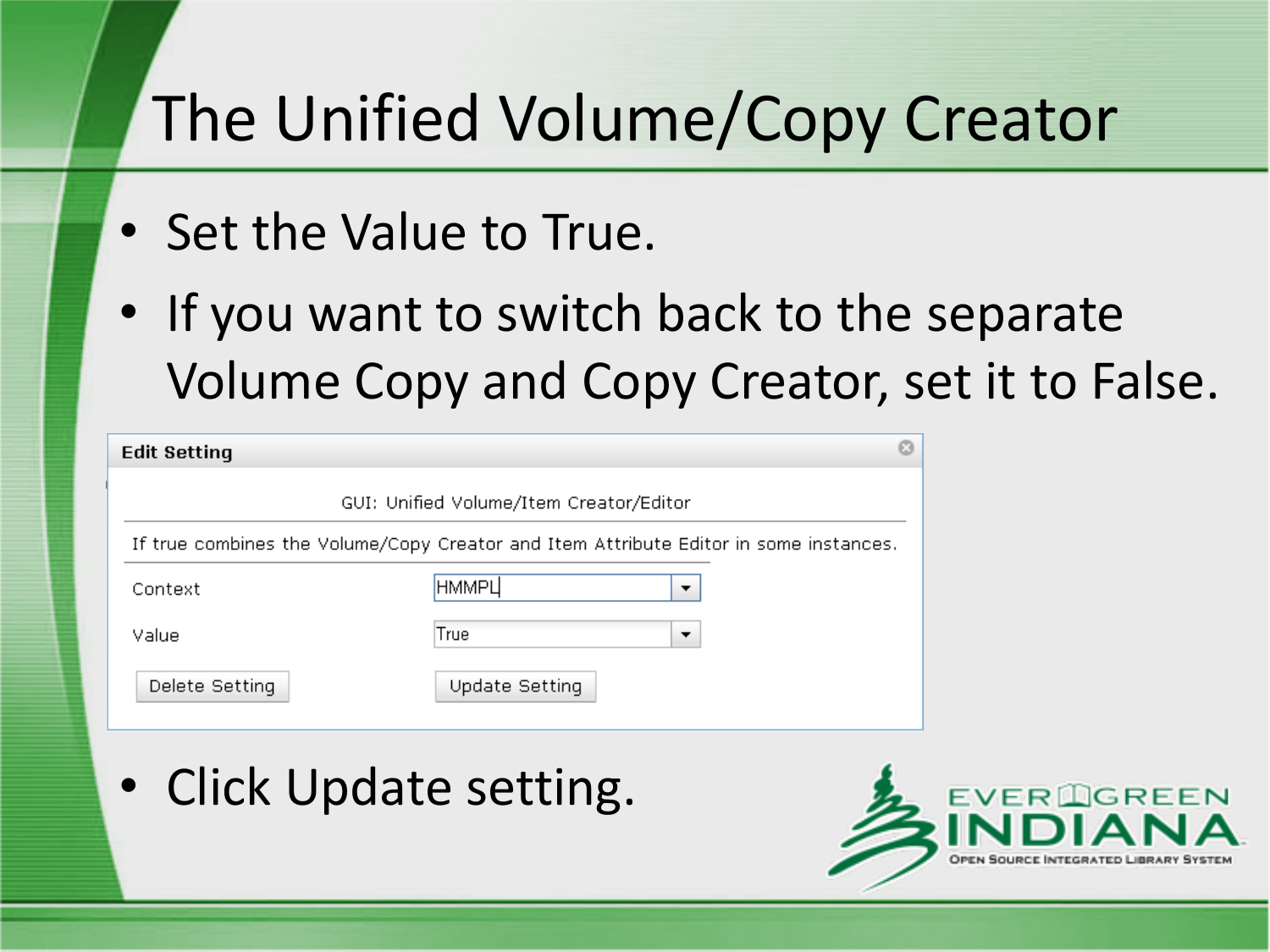# The Unified Volume/Copy Creator

- Set the Value to True.
- If you want to switch back to the separate Volume Copy and Copy Creator, set it to False.

**Edit Setting**

GUI: Unified Volume/Item Creator/Editor

If true combines the Volume/Copy Creator and Item Attribute Editor in some instances.

| | |
|---|---|
| Context | HMMPL |
| Value | True |

Delete Setting    Update Setting

- Click Update setting.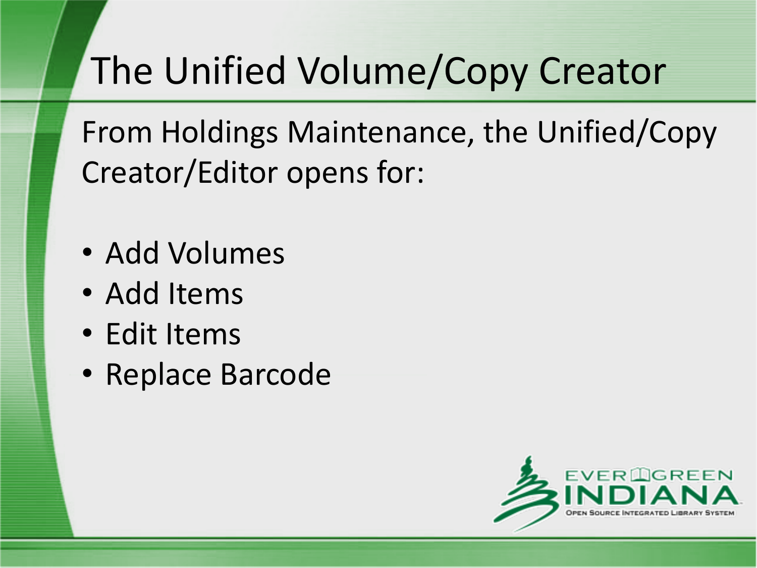# The Unified Volume/Copy Creator

From Holdings Maintenance, the Unified/Copy Creator/Editor opens for:

- Add Volumes
- Add Items
- Edit Items
- Replace Barcode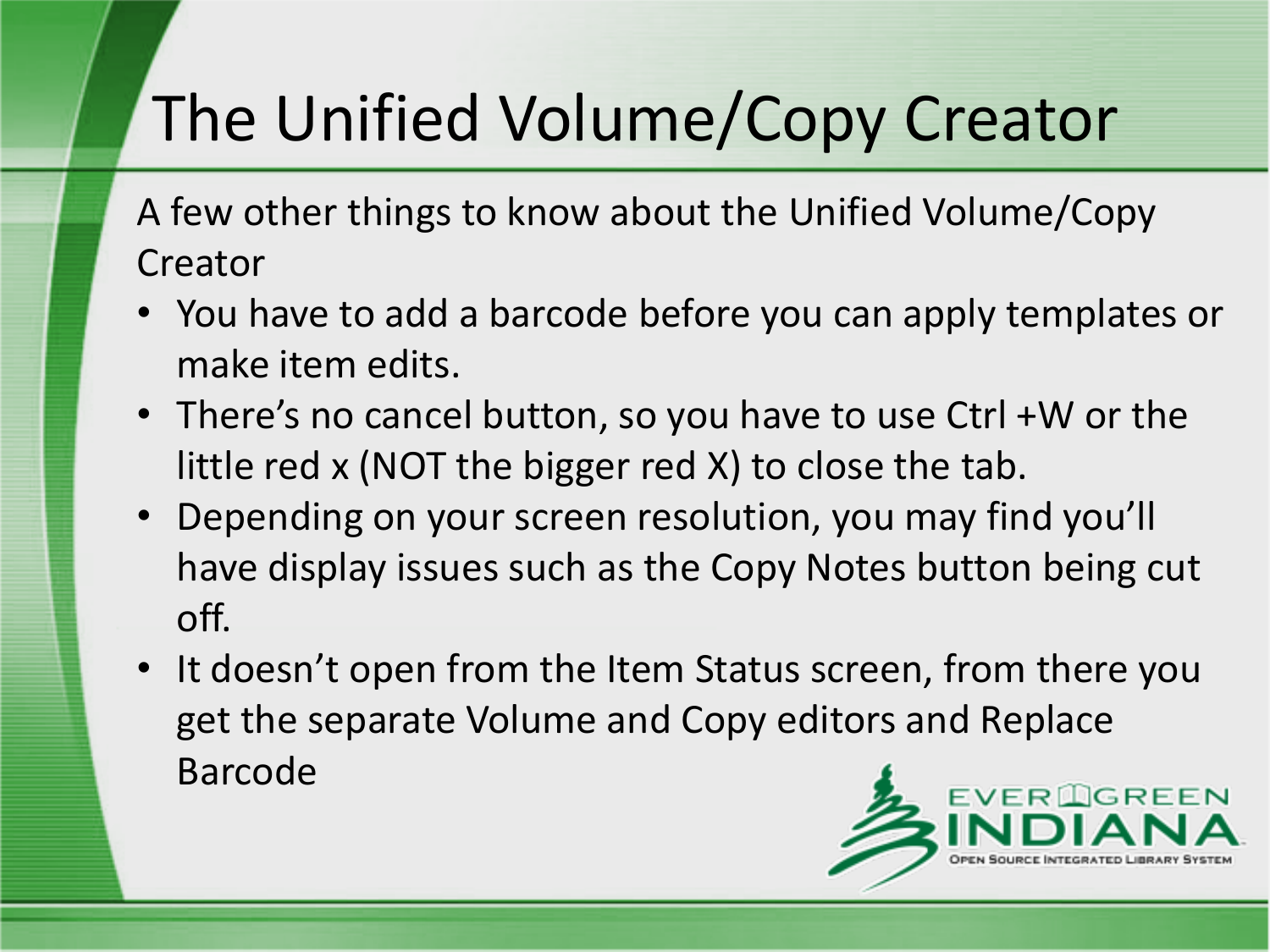# The Unified Volume/Copy Creator

A few other things to know about the Unified Volume/Copy Creator

- You have to add a barcode before you can apply templates or make item edits.
- There's no cancel button, so you have to use Ctrl +W or the little red x (NOT the bigger red X) to close the tab.
- Depending on your screen resolution, you may find you'll have display issues such as the Copy Notes button being cut off.
- It doesn't open from the Item Status screen, from there you get the separate Volume and Copy editors and Replace Barcode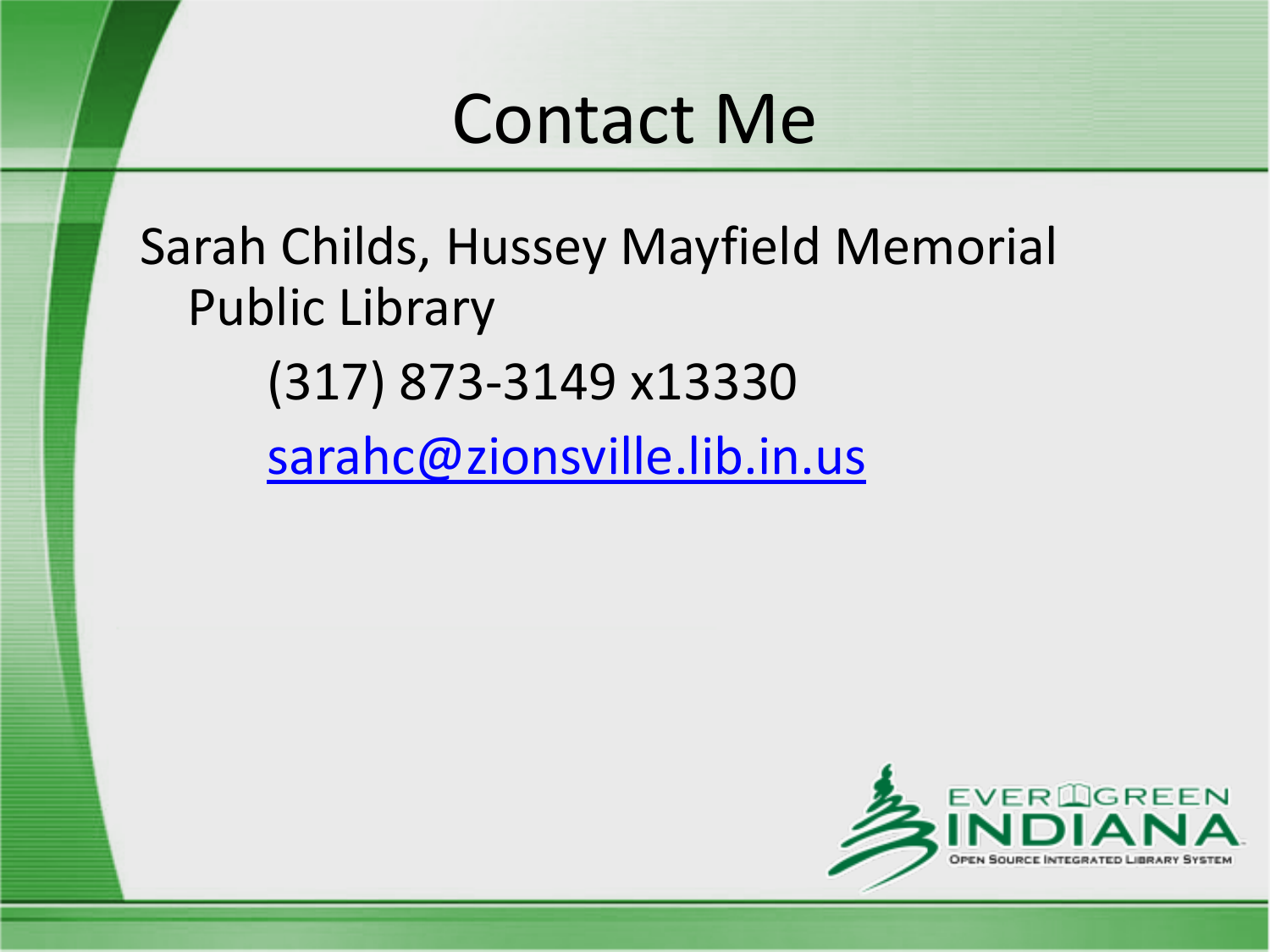# Contact Me

Sarah Childs, Hussey Mayfield Memorial Public Library

(317) 873-3149 x13330

sarahc@zionsville.lib.in.us

EVERGREEN INDIANA
OPEN SOURCE INTEGRATED LIBRARY SYSTEM